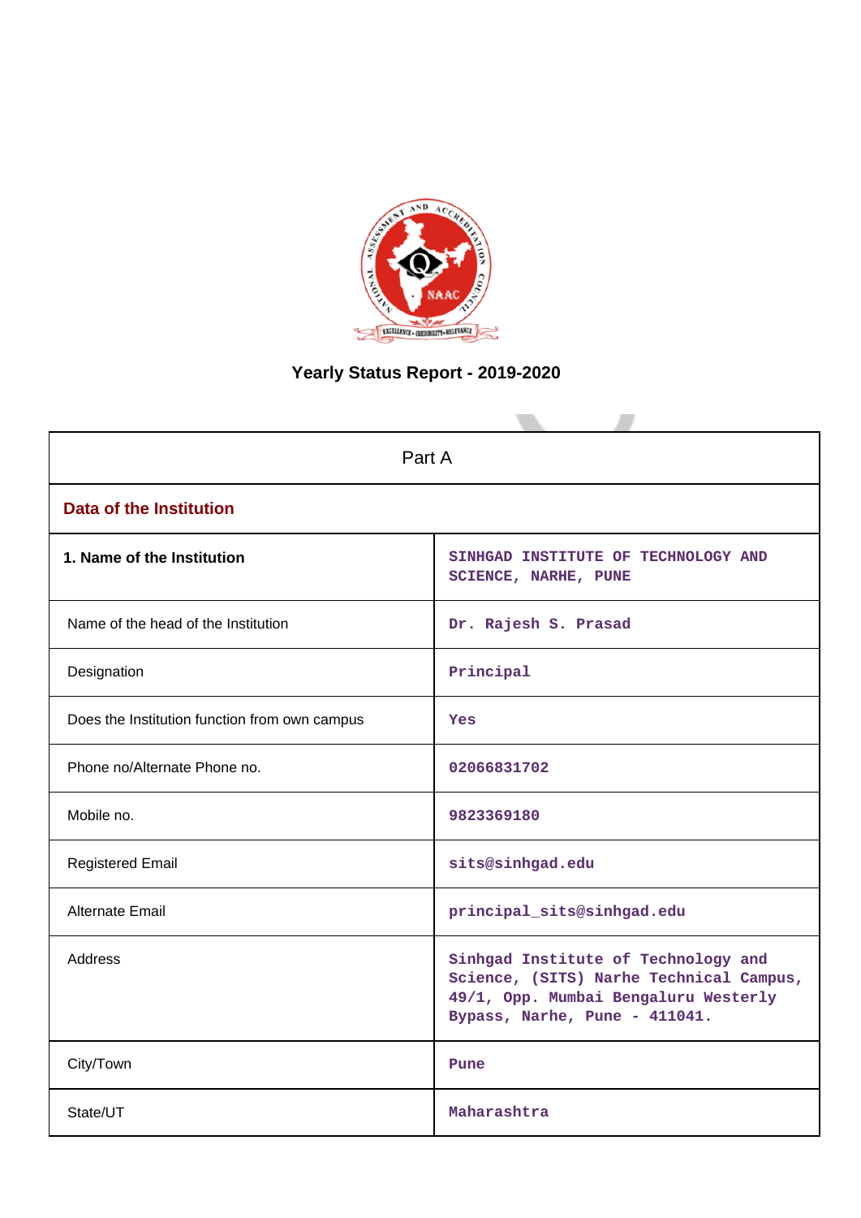# Yearly Status Report - 2019-2020

| Part A | |
|---|---|
| **Data of the Institution** | |
| **1. Name of the Institution** | SINHGAD INSTITUTE OF TECHNOLOGY AND SCIENCE, NARHE, PUNE |
| Name of the head of the Institution | Dr. Rajesh S. Prasad |
| Designation | Principal |
| Does the Institution function from own campus | Yes |
| Phone no/Alternate Phone no. | 02066831702 |
| Mobile no. | 9823369180 |
| Registered Email | sits@sinhgad.edu |
| Alternate Email | principal_sits@sinhgad.edu |
| Address | Sinhgad Institute of Technology and Science, (SITS) Narhe Technical Campus, 49/1, Opp. Mumbai Bengaluru Westerly Bypass, Narhe, Pune - 411041. |
| City/Town | Pune |
| State/UT | Maharashtra |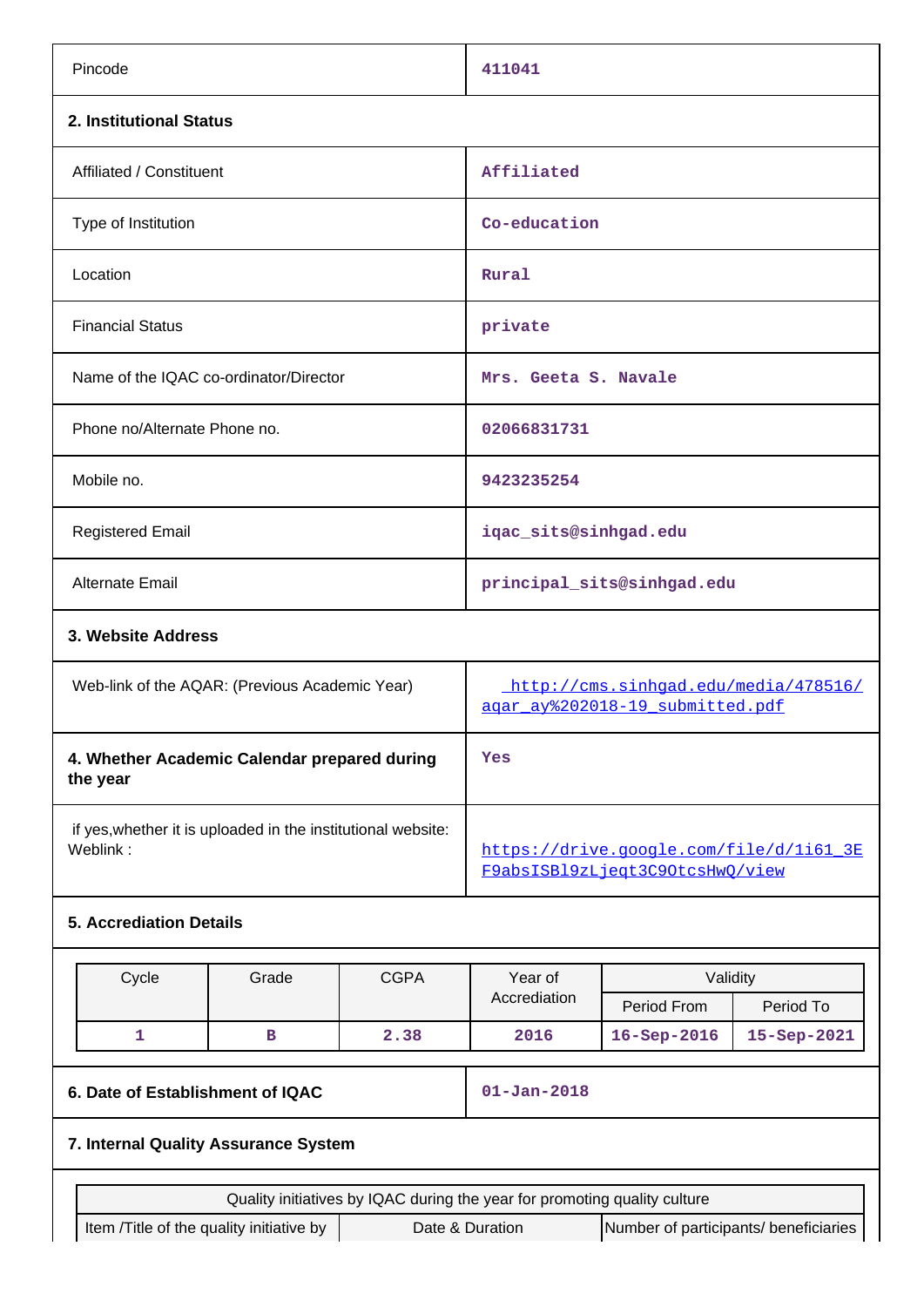| | |
|---|---|
| Pincode | 411041 |

## 2. Institutional Status

| | |
|---|---|
| Affiliated / Constituent | Affiliated |
| Type of Institution | Co-education |
| Location | Rural |
| Financial Status | private |
| Name of the IQAC co-ordinator/Director | Mrs. Geeta S. Navale |
| Phone no/Alternate Phone no. | 02066831731 |
| Mobile no. | 9423235254 |
| Registered Email | iqac_sits@sinhgad.edu |
| Alternate Email | principal_sits@sinhgad.edu |

## 3. Website Address

| | |
|---|---|
| Web-link of the AQAR: (Previous Academic Year) | http://cms.sinhgad.edu/media/478516/aqar_ay%202018-19_submitted.pdf |
| **4. Whether Academic Calendar prepared during the year** | Yes |
| if yes,whether it is uploaded in the institutional website: Weblink : | https://drive.google.com/file/d/1i61_3EF9absISBl9zLjeqt3C9OtcsHwQ/view |

## 5. Accreditation Details

| Cycle | Grade | CGPA | Year of Accreditation | Validity | |
|---|---|---|---|---|---|
| | | | | Period From | Period To |
| 1 | B | 2.38 | 2016 | 16-Sep-2016 | 15-Sep-2021 |

| | |
|---|---|
| **6. Date of Establishment of IQAC** | 01-Jan-2018 |

## 7. Internal Quality Assurance System

| Quality initiatives by IQAC during the year for promoting quality culture | | |
|---|---|---|
| Item /Title of the quality initiative by | Date & Duration | Number of participants/ beneficiaries |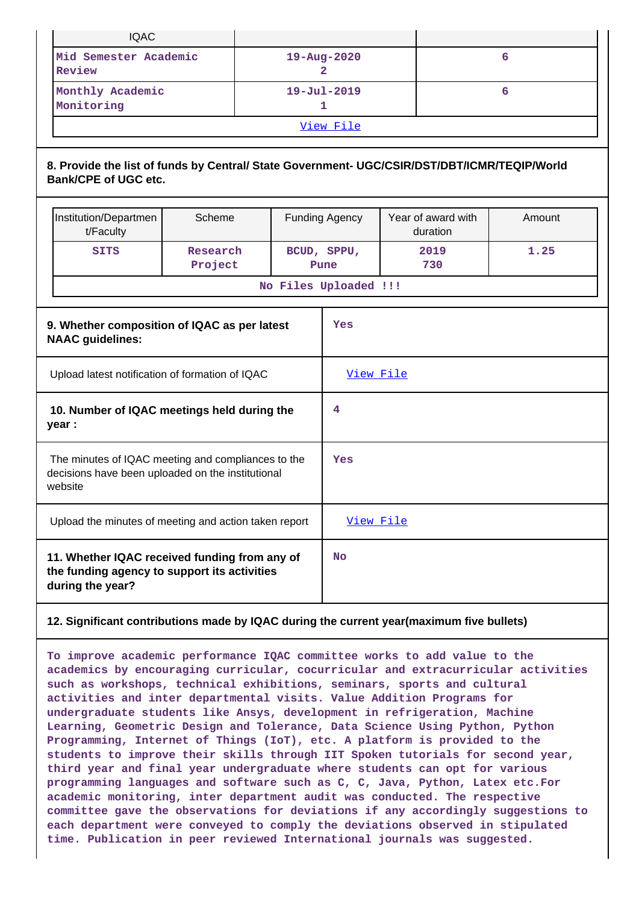| IQAC | | |
|---|---|---|
| Mid Semester Academic Review | 19-Aug-2020<br>2 | 6 |
| Monthly Academic Monitoring | 19-Jul-2019<br>1 | 6 |
| View File | | |

**8. Provide the list of funds by Central/ State Government- UGC/CSIR/DST/DBT/ICMR/TEQIP/World Bank/CPE of UGC etc.**

| Institution/Department/Faculty | Scheme | Funding Agency | Year of award with duration | Amount |
|---|---|---|---|---|
| SITS | Research Project | BCUD, SPPU, Pune | 2019<br>730 | 1.25 |
| No Files Uploaded !!! | | | | |

| | |
|---|---|
| **9. Whether composition of IQAC as per latest NAAC guidelines:** | Yes |
| Upload latest notification of formation of IQAC | View File |
| **10. Number of IQAC meetings held during the year :** | 4 |
| The minutes of IQAC meeting and compliances to the decisions have been uploaded on the institutional website | Yes |
| Upload the minutes of meeting and action taken report | View File |
| **11. Whether IQAC received funding from any of the funding agency to support its activities during the year?** | No |

**12. Significant contributions made by IQAC during the current year(maximum five bullets)**

To improve academic performance IQAC committee works to add value to the academics by encouraging curricular, cocurricular and extracurricular activities such as workshops, technical exhibitions, seminars, sports and cultural activities and inter departmental visits. Value Addition Programs for undergraduate students like Ansys, development in refrigeration, Machine Learning, Geometric Design and Tolerance, Data Science Using Python, Python Programming, Internet of Things (IoT), etc. A platform is provided to the students to improve their skills through IIT Spoken tutorials for second year, third year and final year undergraduate where students can opt for various programming languages and software such as C, C, Java, Python, Latex etc.For academic monitoring, inter department audit was conducted. The respective committee gave the observations for deviations if any accordingly suggestions to each department were conveyed to comply the deviations observed in stipulated time. Publication in peer reviewed International journals was suggested.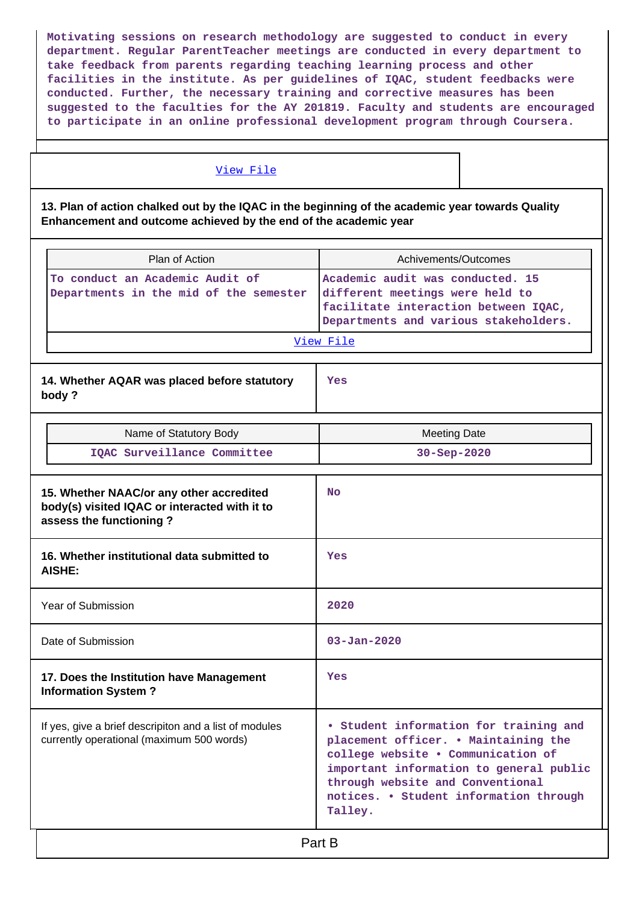Motivating sessions on research methodology are suggested to conduct in every department. Regular ParentTeacher meetings are conducted in every department to take feedback from parents regarding teaching learning process and other facilities in the institute. As per guidelines of IQAC, student feedbacks were conducted. Further, the necessary training and corrective measures has been suggested to the faculties for the AY 201819. Faculty and students are encouraged to participate in an online professional development program through Coursera.

View File

**13. Plan of action chalked out by the IQAC in the beginning of the academic year towards Quality Enhancement and outcome achieved by the end of the academic year**

| Plan of Action | Achivements/Outcomes |
| --- | --- |
| To conduct an Academic Audit of Departments in the mid of the semester | Academic audit was conducted. 15 different meetings were held to facilitate interaction between IQAC, Departments and various stakeholders. |

View File

| **14. Whether AQAR was placed before statutory body ?** | Yes |
| --- | --- |

| Name of Statutory Body | Meeting Date |
| --- | --- |
| IQAC Surveillance Committee | 30-Sep-2020 |

| | |
| --- | --- |
| **15. Whether NAAC/or any other accredited body(s) visited IQAC or interacted with it to assess the functioning ?** | No |
| **16. Whether institutional data submitted to AISHE:** | Yes |
| Year of Submission | 2020 |
| Date of Submission | 03-Jan-2020 |
| **17. Does the Institution have Management Information System ?** | Yes |
| If yes, give a brief descripiton and a list of modules currently operational (maximum 500 words) | • Student information for training and placement officer. • Maintaining the college website • Communication of important information to general public through website and Conventional notices. • Student information through Talley. |

Part B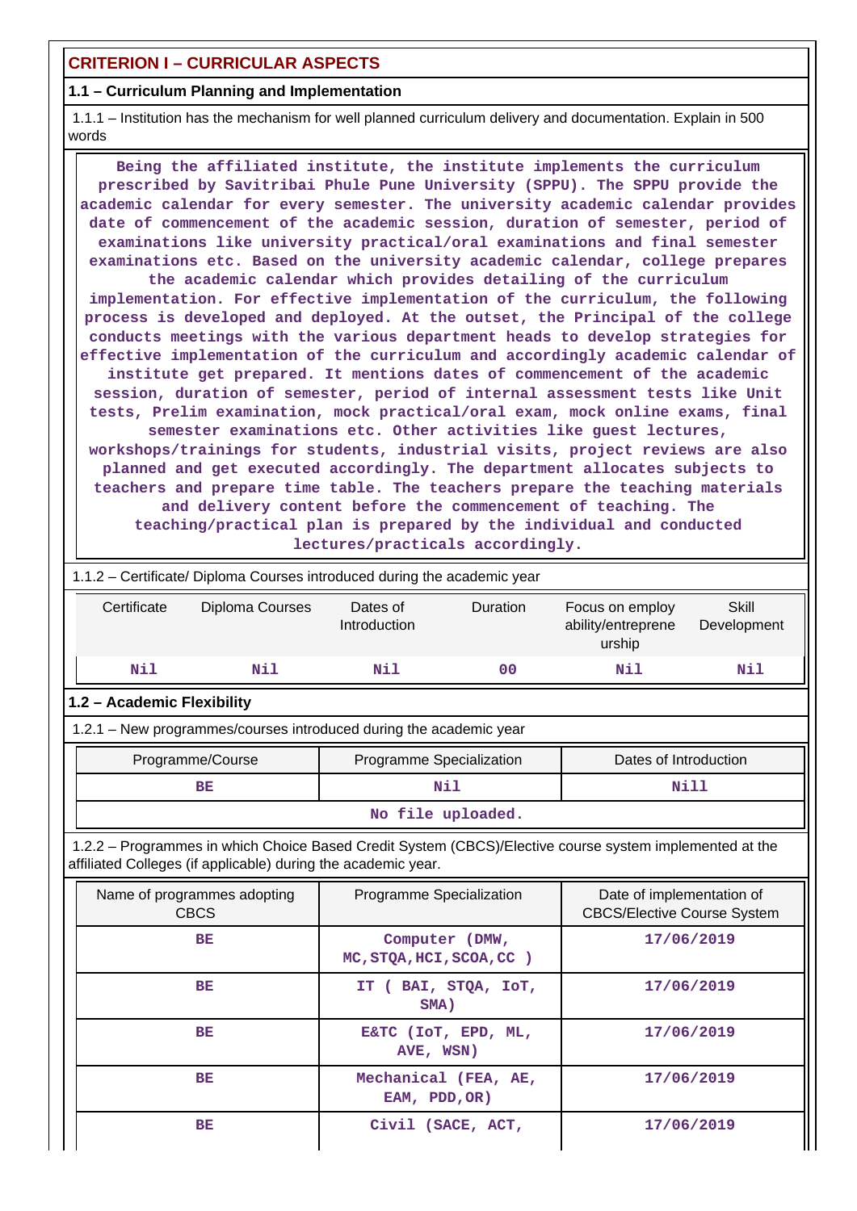## CRITERION I – CURRICULAR ASPECTS

### 1.1 – Curriculum Planning and Implementation

1.1.1 – Institution has the mechanism for well planned curriculum delivery and documentation. Explain in 500 words

**Being the affiliated institute, the institute implements the curriculum prescribed by Savitribai Phule Pune University (SPPU). The SPPU provide the academic calendar for every semester. The university academic calendar provides date of commencement of the academic session, duration of semester, period of examinations like university practical/oral examinations and final semester examinations etc. Based on the university academic calendar, college prepares the academic calendar which provides detailing of the curriculum implementation. For effective implementation of the curriculum, the following process is developed and deployed. At the outset, the Principal of the college conducts meetings with the various department heads to develop strategies for effective implementation of the curriculum and accordingly academic calendar of institute get prepared. It mentions dates of commencement of the academic session, duration of semester, period of internal assessment tests like Unit tests, Prelim examination, mock practical/oral exam, mock online exams, final semester examinations etc. Other activities like guest lectures, workshops/trainings for students, industrial visits, project reviews are also planned and get executed accordingly. The department allocates subjects to teachers and prepare time table. The teachers prepare the teaching materials and delivery content before the commencement of teaching. The teaching/practical plan is prepared by the individual and conducted lectures/practicals accordingly.**

1.1.2 – Certificate/ Diploma Courses introduced during the academic year

| Certificate | Diploma Courses | Dates of Introduction | Duration | Focus on employ ability/entreprene urship | Skill Development |
|---|---|---|---|---|---|
| Nil | Nil | Nil | 00 | Nil | Nil |

### 1.2 – Academic Flexibility

1.2.1 – New programmes/courses introduced during the academic year

| Programme/Course | Programme Specialization | Dates of Introduction |
|---|---|---|
| BE | Nil | Nill |
| No file uploaded. | | |

1.2.2 – Programmes in which Choice Based Credit System (CBCS)/Elective course system implemented at the affiliated Colleges (if applicable) during the academic year.

| Name of programmes adopting CBCS | Programme Specialization | Date of implementation of CBCS/Elective Course System |
|---|---|---|
| BE | Computer (DMW, MC,STQA,HCI,SCOA,CC ) | 17/06/2019 |
| BE | IT ( BAI, STQA, IoT, SMA) | 17/06/2019 |
| BE | E&TC (IoT, EPD, ML, AVE, WSN) | 17/06/2019 |
| BE | Mechanical (FEA, AE, EAM, PDD,OR) | 17/06/2019 |
| BE | Civil (SACE, ACT, | 17/06/2019 |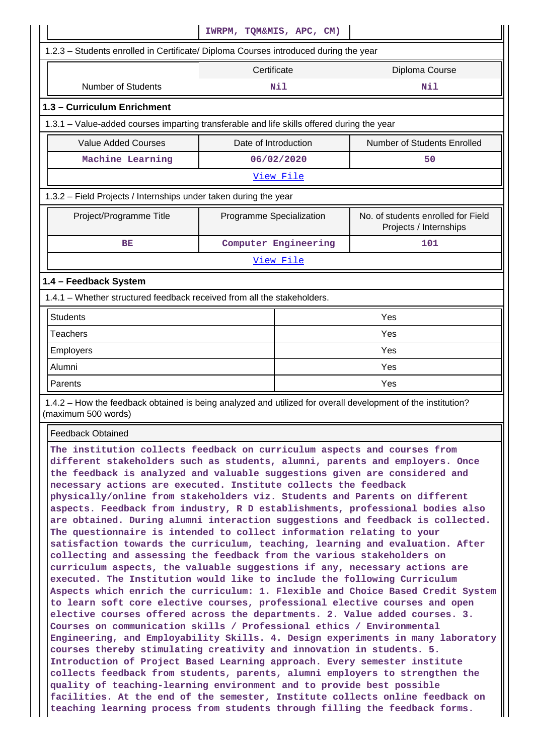| | IWRPM, TQM&MIS, APC, CM) | |
|---|---|---|

1.2.3 – Students enrolled in Certificate/ Diploma Courses introduced during the year

| | Certificate | Diploma Course |
|---|---|---|
| Number of Students | Nil | Nil |

## 1.3 – Curriculum Enrichment

1.3.1 – Value-added courses imparting transferable and life skills offered during the year

| Value Added Courses | Date of Introduction | Number of Students Enrolled |
|---|---|---|
| Machine Learning | 06/02/2020 | 50 |

View File

1.3.2 – Field Projects / Internships under taken during the year

| Project/Programme Title | Programme Specialization | No. of students enrolled for Field Projects / Internships |
|---|---|---|
| BE | Computer Engineering | 101 |

View File

## 1.4 – Feedback System

1.4.1 – Whether structured feedback received from all the stakeholders.

| | |
|---|---|
| Students | Yes |
| Teachers | Yes |
| Employers | Yes |
| Alumni | Yes |
| Parents | Yes |

1.4.2 – How the feedback obtained is being analyzed and utilized for overall development of the institution? (maximum 500 words)

Feedback Obtained

The institution collects feedback on curriculum aspects and courses from different stakeholders such as students, alumni, parents and employers. Once the feedback is analyzed and valuable suggestions given are considered and necessary actions are executed. Institute collects the feedback physically/online from stakeholders viz. Students and Parents on different aspects. Feedback from industry, R D establishments, professional bodies also are obtained. During alumni interaction suggestions and feedback is collected. The questionnaire is intended to collect information relating to your satisfaction towards the curriculum, teaching, learning and evaluation. After collecting and assessing the feedback from the various stakeholders on curriculum aspects, the valuable suggestions if any, necessary actions are executed. The Institution would like to include the following Curriculum Aspects which enrich the curriculum: 1. Flexible and Choice Based Credit System to learn soft core elective courses, professional elective courses and open elective courses offered across the departments. 2. Value added courses. 3. Courses on communication skills / Professional ethics / Environmental Engineering, and Employability Skills. 4. Design experiments in many laboratory courses thereby stimulating creativity and innovation in students. 5. Introduction of Project Based Learning approach. Every semester institute collects feedback from students, parents, alumni employers to strengthen the quality of teaching-learning environment and to provide best possible facilities. At the end of the semester, Institute collects online feedback on teaching learning process from students through filling the feedback forms.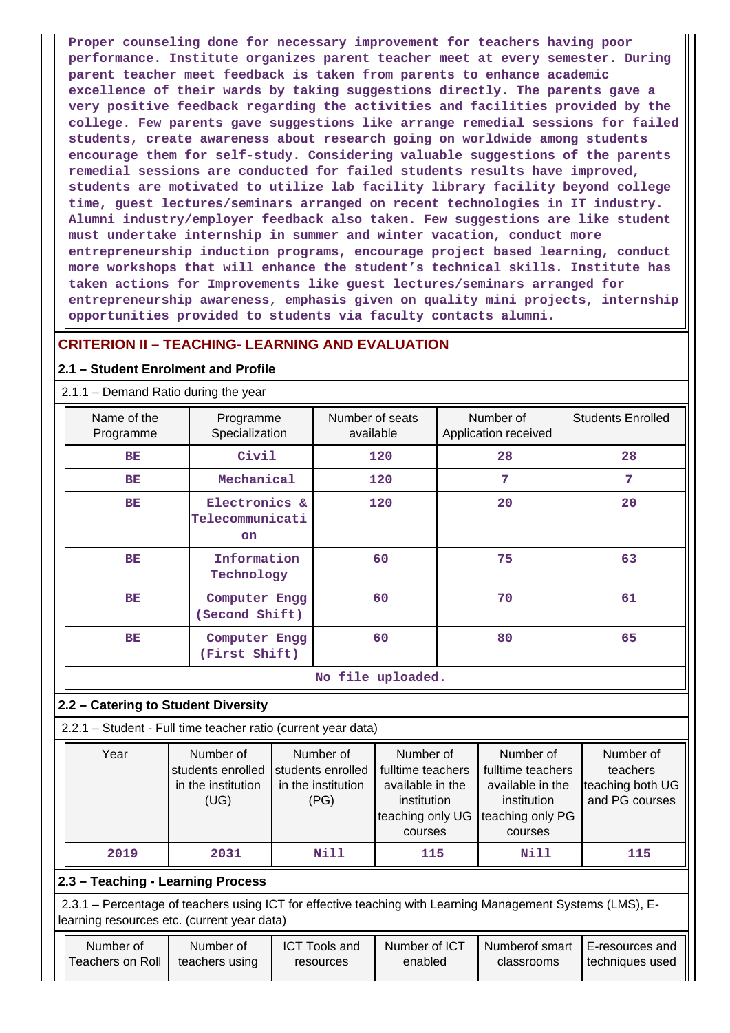Proper counseling done for necessary improvement for teachers having poor performance. Institute organizes parent teacher meet at every semester. During parent teacher meet feedback is taken from parents to enhance academic excellence of their wards by taking suggestions directly. The parents gave a very positive feedback regarding the activities and facilities provided by the college. Few parents gave suggestions like arrange remedial sessions for failed students, create awareness about research going on worldwide among students encourage them for self-study. Considering valuable suggestions of the parents remedial sessions are conducted for failed students results have improved, students are motivated to utilize lab facility library facility beyond college time, guest lectures/seminars arranged on recent technologies in IT industry. Alumni industry/employer feedback also taken. Few suggestions are like student must undertake internship in summer and winter vacation, conduct more entrepreneurship induction programs, encourage project based learning, conduct more workshops that will enhance the student's technical skills. Institute has taken actions for Improvements like guest lectures/seminars arranged for entrepreneurship awareness, emphasis given on quality mini projects, internship opportunities provided to students via faculty contacts alumni.

## CRITERION II – TEACHING- LEARNING AND EVALUATION

### 2.1 – Student Enrolment and Profile

2.1.1 – Demand Ratio during the year

| Name of the Programme | Programme Specialization | Number of seats available | Number of Application received | Students Enrolled |
|---|---|---|---|---|
| BE | Civil | 120 | 28 | 28 |
| BE | Mechanical | 120 | 7 | 7 |
| BE | Electronics & Telecommunication | 120 | 20 | 20 |
| BE | Information Technology | 60 | 75 | 63 |
| BE | Computer Engg (Second Shift) | 60 | 70 | 61 |
| BE | Computer Engg (First Shift) | 60 | 80 | 65 |

No file uploaded.

### 2.2 – Catering to Student Diversity

2.2.1 – Student - Full time teacher ratio (current year data)

| Year | Number of students enrolled in the institution (UG) | Number of students enrolled in the institution (PG) | Number of fulltime teachers available in the institution teaching only UG courses | Number of fulltime teachers available in the institution teaching only PG courses | Number of teachers teaching both UG and PG courses |
|---|---|---|---|---|---|
| 2019 | 2031 | Nill | 115 | Nill | 115 |

### 2.3 – Teaching - Learning Process

2.3.1 – Percentage of teachers using ICT for effective teaching with Learning Management Systems (LMS), E-learning resources etc. (current year data)

| Number of Teachers on Roll | Number of teachers using | ICT Tools and resources | Number of ICT enabled | Numberof smart classrooms | E-resources and techniques used |
|---|---|---|---|---|---|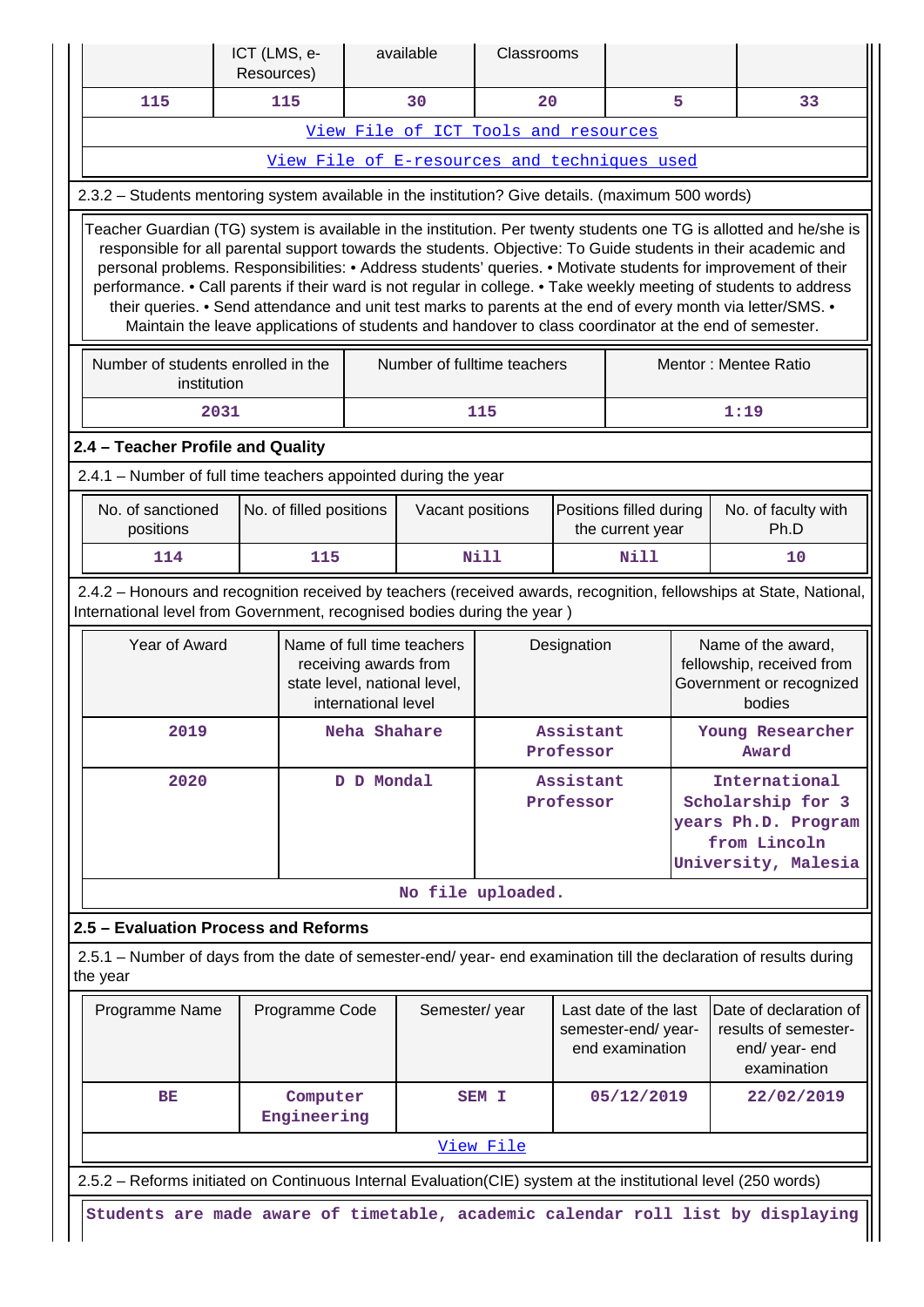| | ICT (LMS, e-Resources) | available | Classrooms | | |
|---|---|---|---|---|---|
| 115 | 115 | 30 | 20 | 5 | 33 |

View File of ICT Tools and resources

View File of E-resources and techniques used

2.3.2 – Students mentoring system available in the institution? Give details. (maximum 500 words)

Teacher Guardian (TG) system is available in the institution. Per twenty students one TG is allotted and he/she is responsible for all parental support towards the students. Objective: To Guide students in their academic and personal problems. Responsibilities: • Address students' queries. • Motivate students for improvement of their performance. • Call parents if their ward is not regular in college. • Take weekly meeting of students to address their queries. • Send attendance and unit test marks to parents at the end of every month via letter/SMS. • Maintain the leave applications of students and handover to class coordinator at the end of semester.

| Number of students enrolled in the institution | Number of fulltime teachers | Mentor : Mentee Ratio |
|---|---|---|
| 2031 | 115 | 1:19 |

## 2.4 – Teacher Profile and Quality

2.4.1 – Number of full time teachers appointed during the year

| No. of sanctioned positions | No. of filled positions | Vacant positions | Positions filled during the current year | No. of faculty with Ph.D |
|---|---|---|---|---|
| 114 | 115 | Nill | Nill | 10 |

2.4.2 – Honours and recognition received by teachers (received awards, recognition, fellowships at State, National, International level from Government, recognised bodies during the year )

| Year of Award | Name of full time teachers receiving awards from state level, national level, international level | Designation | Name of the award, fellowship, received from Government or recognized bodies |
|---|---|---|---|
| 2019 | Neha Shahare | Assistant Professor | Young Researcher Award |
| 2020 | D D Mondal | Assistant Professor | International Scholarship for 3 years Ph.D. Program from Lincoln University, Malesia |

No file uploaded.

## 2.5 – Evaluation Process and Reforms

2.5.1 – Number of days from the date of semester-end/ year- end examination till the declaration of results during the year

| Programme Name | Programme Code | Semester/ year | Last date of the last semester-end/ year- end examination | Date of declaration of results of semester-end/ year- end examination |
|---|---|---|---|---|
| BE | Computer Engineering | SEM I | 05/12/2019 | 22/02/2019 |

View File

2.5.2 – Reforms initiated on Continuous Internal Evaluation(CIE) system at the institutional level (250 words)

Students are made aware of timetable, academic calendar roll list by displaying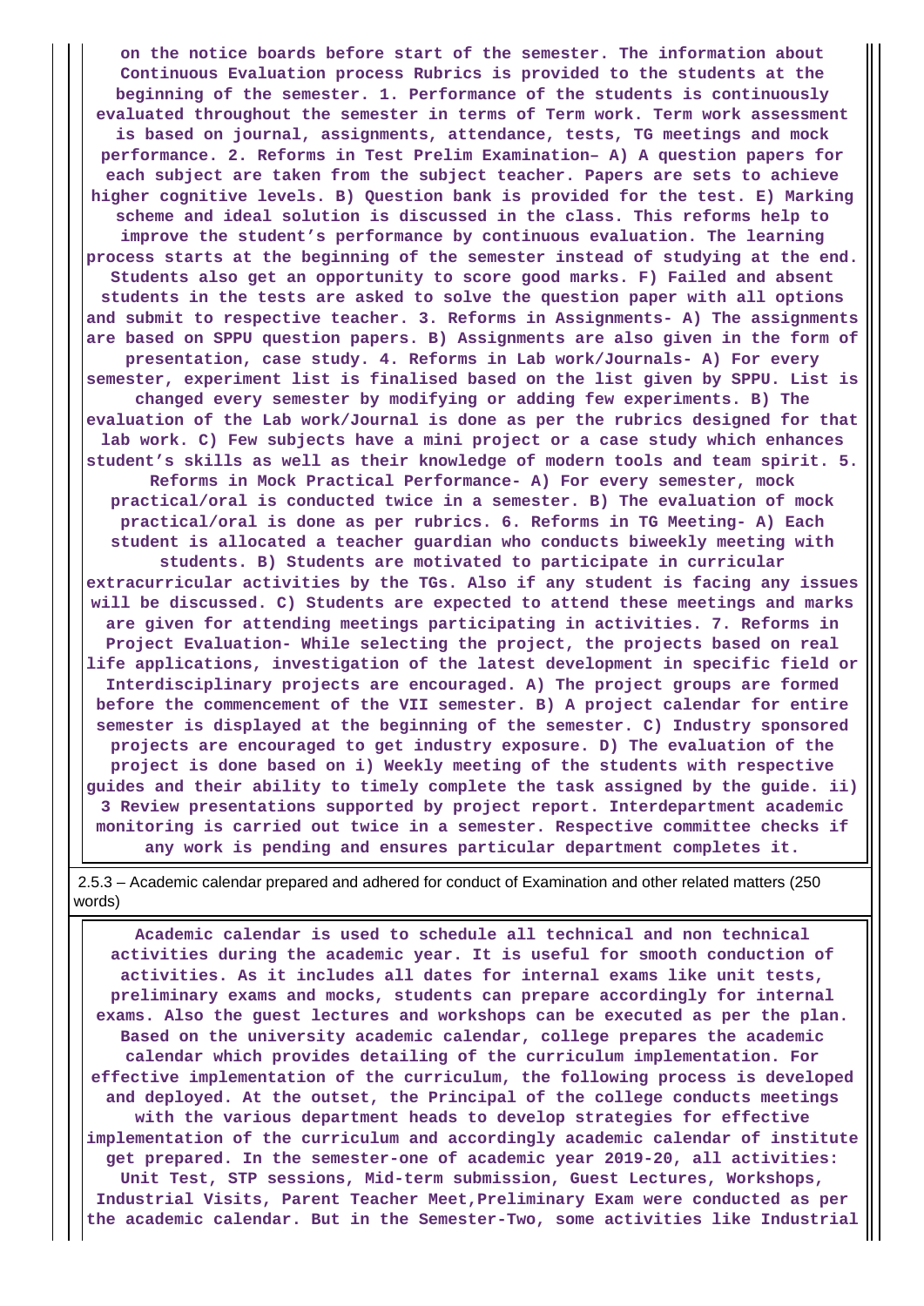**on the notice boards before start of the semester. The information about Continuous Evaluation process Rubrics is provided to the students at the beginning of the semester. 1. Performance of the students is continuously evaluated throughout the semester in terms of Term work. Term work assessment is based on journal, assignments, attendance, tests, TG meetings and mock performance. 2. Reforms in Test Prelim Examination– A) A question papers for each subject are taken from the subject teacher. Papers are sets to achieve higher cognitive levels. B) Question bank is provided for the test. E) Marking scheme and ideal solution is discussed in the class. This reforms help to improve the student's performance by continuous evaluation. The learning process starts at the beginning of the semester instead of studying at the end. Students also get an opportunity to score good marks. F) Failed and absent students in the tests are asked to solve the question paper with all options and submit to respective teacher. 3. Reforms in Assignments- A) The assignments are based on SPPU question papers. B) Assignments are also given in the form of presentation, case study. 4. Reforms in Lab work/Journals- A) For every semester, experiment list is finalised based on the list given by SPPU. List is changed every semester by modifying or adding few experiments. B) The evaluation of the Lab work/Journal is done as per the rubrics designed for that lab work. C) Few subjects have a mini project or a case study which enhances student's skills as well as their knowledge of modern tools and team spirit. 5. Reforms in Mock Practical Performance- A) For every semester, mock practical/oral is conducted twice in a semester. B) The evaluation of mock practical/oral is done as per rubrics. 6. Reforms in TG Meeting- A) Each student is allocated a teacher guardian who conducts biweekly meeting with students. B) Students are motivated to participate in curricular extracurricular activities by the TGs. Also if any student is facing any issues will be discussed. C) Students are expected to attend these meetings and marks are given for attending meetings participating in activities. 7. Reforms in Project Evaluation- While selecting the project, the projects based on real life applications, investigation of the latest development in specific field or Interdisciplinary projects are encouraged. A) The project groups are formed before the commencement of the VII semester. B) A project calendar for entire semester is displayed at the beginning of the semester. C) Industry sponsored projects are encouraged to get industry exposure. D) The evaluation of the project is done based on i) Weekly meeting of the students with respective guides and their ability to timely complete the task assigned by the guide. ii) 3 Review presentations supported by project report. Interdepartment academic monitoring is carried out twice in a semester. Respective committee checks if any work is pending and ensures particular department completes it.**

2.5.3 – Academic calendar prepared and adhered for conduct of Examination and other related matters (250 words)

**Academic calendar is used to schedule all technical and non technical activities during the academic year. It is useful for smooth conduction of activities. As it includes all dates for internal exams like unit tests, preliminary exams and mocks, students can prepare accordingly for internal exams. Also the guest lectures and workshops can be executed as per the plan. Based on the university academic calendar, college prepares the academic calendar which provides detailing of the curriculum implementation. For effective implementation of the curriculum, the following process is developed and deployed. At the outset, the Principal of the college conducts meetings with the various department heads to develop strategies for effective implementation of the curriculum and accordingly academic calendar of institute get prepared. In the semester-one of academic year 2019-20, all activities: Unit Test, STP sessions, Mid-term submission, Guest Lectures, Workshops, Industrial Visits, Parent Teacher Meet,Preliminary Exam were conducted as per the academic calendar. But in the Semester-Two, some activities like Industrial**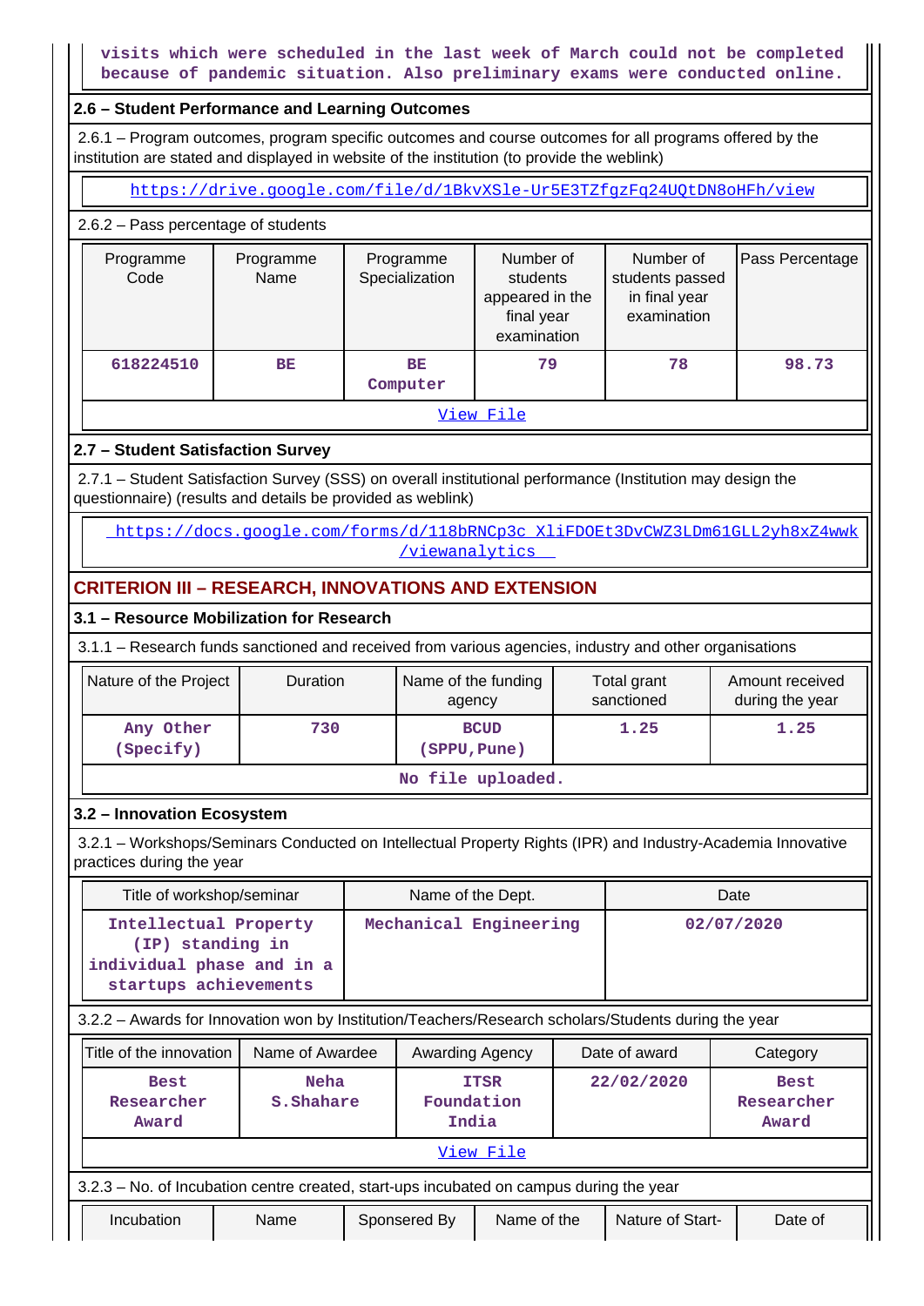visits which were scheduled in the last week of March could not be completed because of pandemic situation. Also preliminary exams were conducted online.

### 2.6 – Student Performance and Learning Outcomes

2.6.1 – Program outcomes, program specific outcomes and course outcomes for all programs offered by the institution are stated and displayed in website of the institution (to provide the weblink)

https://drive.google.com/file/d/1BkvXSle-Ur5E3TZfgzFq24UQtDN8oHFh/view

2.6.2 – Pass percentage of students

| Programme Code | Programme Name | Programme Specialization | Number of students appeared in the final year examination | Number of students passed in final year examination | Pass Percentage |
|---|---|---|---|---|---|
| 618224510 | BE | BE Computer | 79 | 78 | 98.73 |
| View File | | | | | |

### 2.7 – Student Satisfaction Survey

2.7.1 – Student Satisfaction Survey (SSS) on overall institutional performance (Institution may design the questionnaire) (results and details be provided as weblink)

https://docs.google.com/forms/d/118bRNCp3c_XliFDOEt3DvCWZ3LDm61GLL2yh8xZ4wwk/viewanalytics

## CRITERION III – RESEARCH, INNOVATIONS AND EXTENSION

### 3.1 – Resource Mobilization for Research

3.1.1 – Research funds sanctioned and received from various agencies, industry and other organisations

| Nature of the Project | Duration | Name of the funding agency | Total grant sanctioned | Amount received during the year |
|---|---|---|---|---|
| Any Other (Specify) | 730 | BCUD (SPPU,Pune) | 1.25 | 1.25 |
| No file uploaded. | | | | |

### 3.2 – Innovation Ecosystem

3.2.1 – Workshops/Seminars Conducted on Intellectual Property Rights (IPR) and Industry-Academia Innovative practices during the year

| Title of workshop/seminar | Name of the Dept. | Date |
|---|---|---|
| Intellectual Property (IP) standing in individual phase and in a startups achievements | Mechanical Engineering | 02/07/2020 |

3.2.2 – Awards for Innovation won by Institution/Teachers/Research scholars/Students during the year

| Title of the innovation | Name of Awardee | Awarding Agency | Date of award | Category |
|---|---|---|---|---|
| Best Researcher Award | Neha S.Shahare | ITSR Foundation India | 22/02/2020 | Best Researcher Award |
| View File | | | | |

3.2.3 – No. of Incubation centre created, start-ups incubated on campus during the year

| Incubation | Name | Sponsered By | Name of the | Nature of Start- | Date of |
|---|---|---|---|---|---|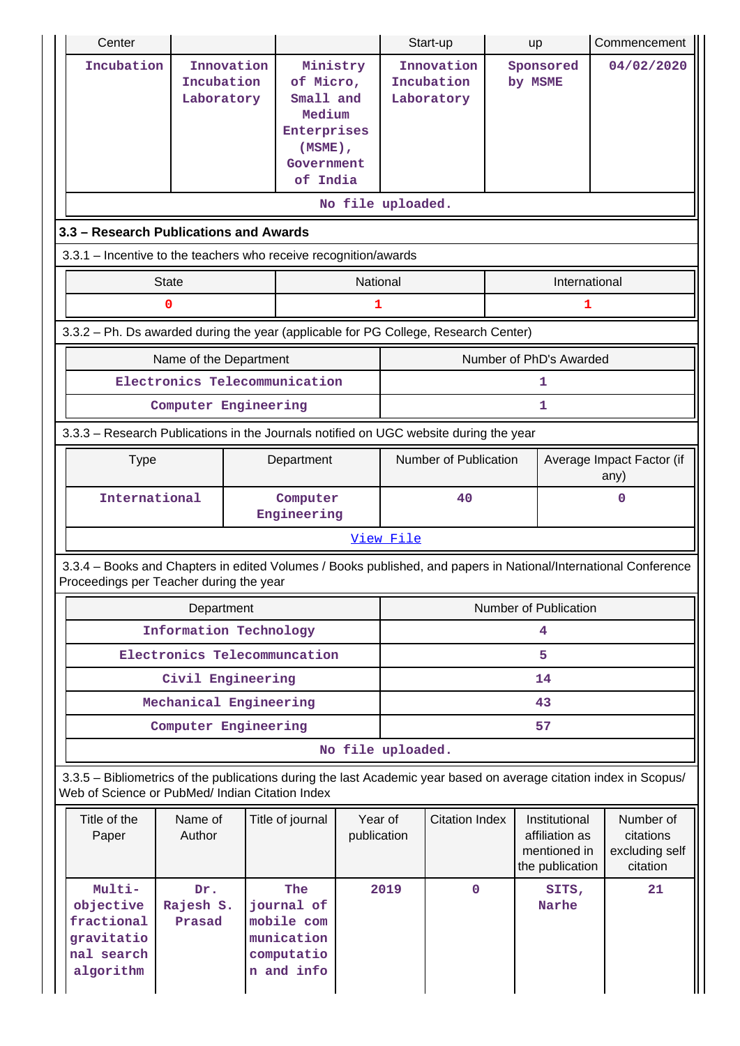| Center | | | Start-up | up | Commencement |
|---|---|---|---|---|---|
| Incubation | Innovation Incubation Laboratory | Ministry of Micro, Small and Medium Enterprises (MSME), Government of India | Innovation Incubation Laboratory | Sponsored by MSME | 04/02/2020 |
| No file uploaded. | | | | | |

## 3.3 – Research Publications and Awards

3.3.1 – Incentive to the teachers who receive recognition/awards

| State | National | International |
|---|---|---|
| 0 | 1 | 1 |

3.3.2 – Ph. Ds awarded during the year (applicable for PG College, Research Center)

| Name of the Department | Number of PhD's Awarded |
|---|---|
| Electronics Telecommunication | 1 |
| Computer Engineering | 1 |

3.3.3 – Research Publications in the Journals notified on UGC website during the year

| Type | Department | Number of Publication | Average Impact Factor (if any) |
|---|---|---|---|
| International | Computer Engineering | 40 | 0 |
| View File | | | |

3.3.4 – Books and Chapters in edited Volumes / Books published, and papers in National/International Conference Proceedings per Teacher during the year

| Department | Number of Publication |
|---|---|
| Information Technology | 4 |
| Electronics Telecommuncation | 5 |
| Civil Engineering | 14 |
| Mechanical Engineering | 43 |
| Computer Engineering | 57 |
| No file uploaded. | |

3.3.5 – Bibliometrics of the publications during the last Academic year based on average citation index in Scopus/ Web of Science or PubMed/ Indian Citation Index

| Title of the Paper | Name of Author | Title of journal | Year of publication | Citation Index | Institutional affiliation as mentioned in the publication | Number of citations excluding self citation |
|---|---|---|---|---|---|---|
| Multi-objective fractional gravitational search algorithm | Dr. Rajesh S. Prasad | The journal of mobile communication computation and info | 2019 | 0 | SITS, Narhe | 21 |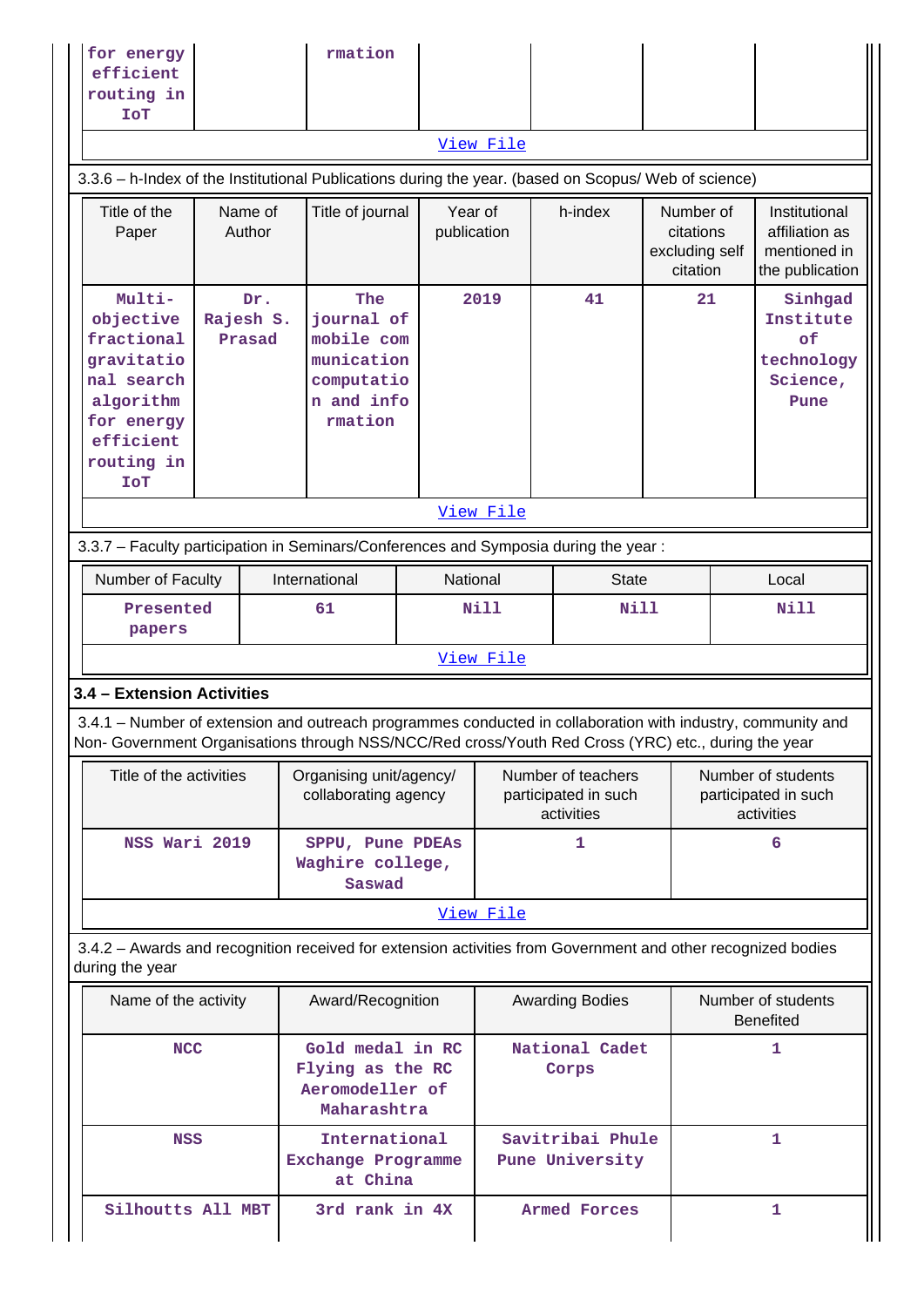| for energy efficient routing in IoT | | rmation | | | | |
|---|---|---|---|---|---|---|

View File

3.3.6 – h-Index of the Institutional Publications during the year. (based on Scopus/ Web of science)

| Title of the Paper | Name of Author | Title of journal | Year of publication | h-index | Number of citations excluding self citation | Institutional affiliation as mentioned in the publication |
|---|---|---|---|---|---|---|
| Multi-objective fractional gravitational search algorithm for energy efficient routing in IoT | Dr. Rajesh S. Prasad | The journal of mobile communication computation and information | 2019 | 41 | 21 | Sinhgad Institute of technology Science, Pune |

View File

3.3.7 – Faculty participation in Seminars/Conferences and Symposia during the year :

| Number of Faculty | International | National | State | Local |
|---|---|---|---|---|
| Presented papers | 61 | Nill | Nill | Nill |

View File

**3.4 – Extension Activities**

3.4.1 – Number of extension and outreach programmes conducted in collaboration with industry, community and Non- Government Organisations through NSS/NCC/Red cross/Youth Red Cross (YRC) etc., during the year

| Title of the activities | Organising unit/agency/ collaborating agency | Number of teachers participated in such activities | Number of students participated in such activities |
|---|---|---|---|
| NSS Wari 2019 | SPPU, Pune PDEAs Waghire college, Saswad | 1 | 6 |

View File

3.4.2 – Awards and recognition received for extension activities from Government and other recognized bodies during the year

| Name of the activity | Award/Recognition | Awarding Bodies | Number of students Benefited |
|---|---|---|---|
| NCC | Gold medal in RC Flying as the RC Aeromodeller of Maharashtra | National Cadet Corps | 1 |
| NSS | International Exchange Programme at China | Savitribai Phule Pune University | 1 |
| Silhoutts All MBT | 3rd rank in 4X | Armed Forces | 1 |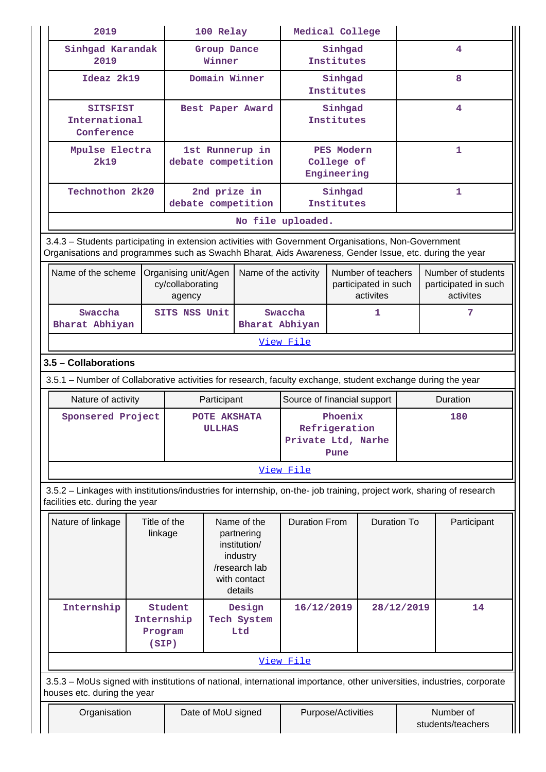| | | | |
|---|---|---|---|
| 2019 | 100 Relay | Medical College | |
| Sinhgad Karandak 2019 | Group Dance Winner | Sinhgad Institutes | 4 |
| Ideaz 2k19 | Domain Winner | Sinhgad Institutes | 8 |
| SITSFIST International Conference | Best Paper Award | Sinhgad Institutes | 4 |
| Mpulse Electra 2k19 | 1st Runnerup in debate competition | PES Modern College of Engineering | 1 |
| Technothon 2k20 | 2nd prize in debate competition | Sinhgad Institutes | 1 |
| No file uploaded. | | | |

3.4.3 – Students participating in extension activities with Government Organisations, Non-Government Organisations and programmes such as Swachh Bharat, Aids Awareness, Gender Issue, etc. during the year

| Name of the scheme | Organising unit/Agency/collaborating agency | Name of the activity | Number of teachers participated in such activites | Number of students participated in such activites |
|---|---|---|---|---|
| Swaccha Bharat Abhiyan | SITS NSS Unit | Swaccha Bharat Abhiyan | 1 | 7 |
| View File | | | | |

**3.5 – Collaborations**

3.5.1 – Number of Collaborative activities for research, faculty exchange, student exchange during the year

| Nature of activity | Participant | Source of financial support | Duration |
|---|---|---|---|
| Sponsered Project | POTE AKSHATA ULLHAS | Phoenix Refrigeration Private Ltd, Narhe Pune | 180 |
| View File | | | |

3.5.2 – Linkages with institutions/industries for internship, on-the- job training, project work, sharing of research facilities etc. during the year

| Nature of linkage | Title of the linkage | Name of the partnering institution/ industry /research lab with contact details | Duration From | Duration To | Participant |
|---|---|---|---|---|---|
| Internship | Student Internship Program (SIP) | Design Tech System Ltd | 16/12/2019 | 28/12/2019 | 14 |
| View File | | | | | |

3.5.3 – MoUs signed with institutions of national, international importance, other universities, industries, corporate houses etc. during the year

| Organisation | Date of MoU signed | Purpose/Activities | Number of students/teachers |
|---|---|---|---|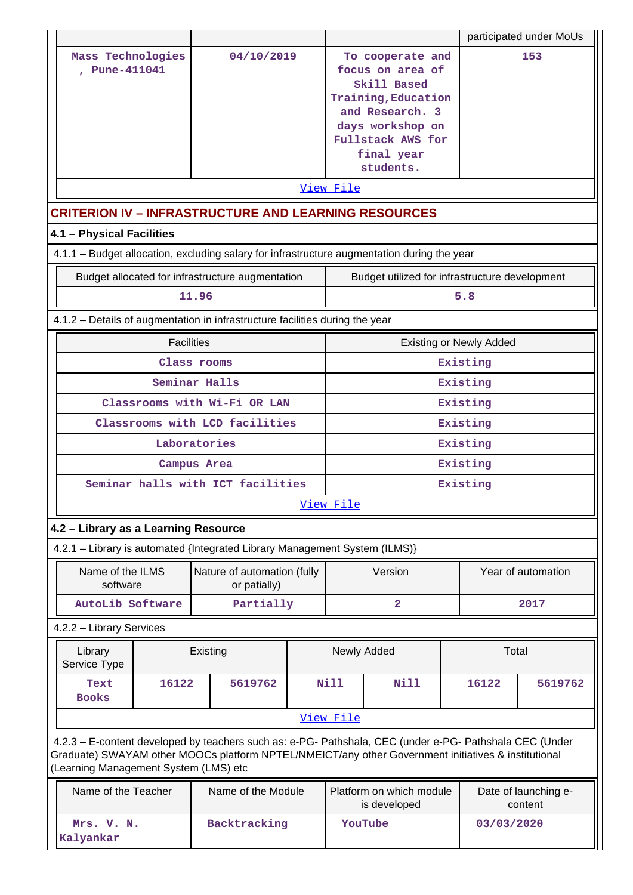| | | | participated under MoUs |
|---|---|---|---|
| Mass Technologies , Pune-411041 | 04/10/2019 | To cooperate and focus on area of Skill Based Training,Education and Research. 3 days workshop on Fullstack AWS for final year students. | 153 |

View File

## CRITERION IV – INFRASTRUCTURE AND LEARNING RESOURCES

### 4.1 – Physical Facilities

4.1.1 – Budget allocation, excluding salary for infrastructure augmentation during the year

| Budget allocated for infrastructure augmentation | Budget utilized for infrastructure development |
|---|---|
| 11.96 | 5.8 |

4.1.2 – Details of augmentation in infrastructure facilities during the year

| Facilities | Existing or Newly Added |
|---|---|
| Class rooms | Existing |
| Seminar Halls | Existing |
| Classrooms with Wi-Fi OR LAN | Existing |
| Classrooms with LCD facilities | Existing |
| Laboratories | Existing |
| Campus Area | Existing |
| Seminar halls with ICT facilities | Existing |

View File

### 4.2 – Library as a Learning Resource

4.2.1 – Library is automated {Integrated Library Management System (ILMS)}

| Name of the ILMS software | Nature of automation (fully or patially) | Version | Year of automation |
|---|---|---|---|
| AutoLib Software | Partially | 2 | 2017 |

4.2.2 – Library Services

| Library Service Type | Existing | | Newly Added | | Total | |
|---|---|---|---|---|---|---|
| Text Books | 16122 | 5619762 | Nill | Nill | 16122 | 5619762 |

View File

4.2.3 – E-content developed by teachers such as: e-PG- Pathshala, CEC (under e-PG- Pathshala CEC (Under Graduate) SWAYAM other MOOCs platform NPTEL/NMEICT/any other Government initiatives & institutional (Learning Management System (LMS) etc

| Name of the Teacher | Name of the Module | Platform on which module is developed | Date of launching e-content |
|---|---|---|---|
| Mrs. V. N. Kalyankar | Backtracking | YouTube | 03/03/2020 |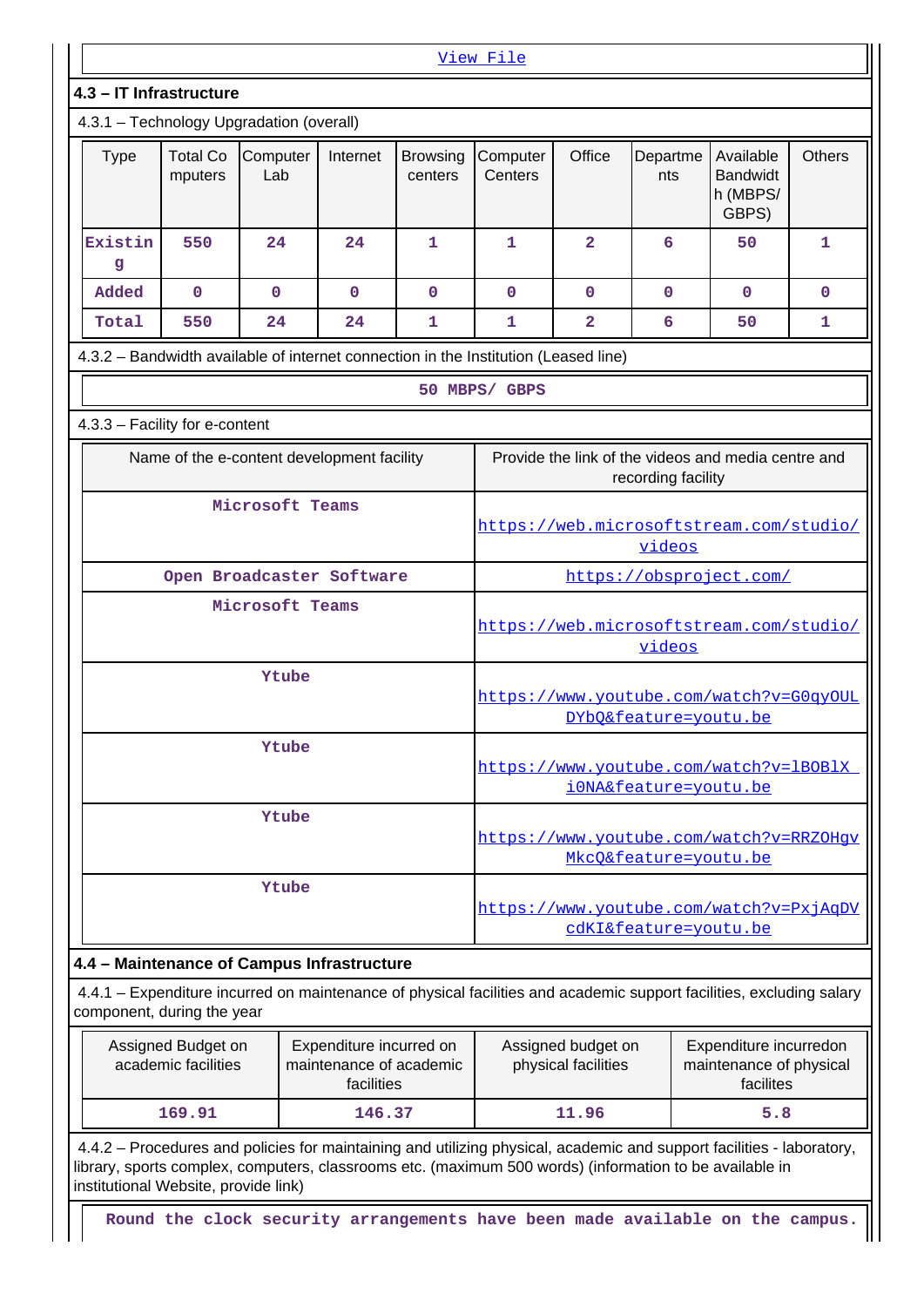View File

### 4.3 – IT Infrastructure

4.3.1 – Technology Upgradation (overall)

| Type | Total Computers | Computer Lab | Internet | Browsing centers | Computer Centers | Office | Departments | Available Bandwidth (MBPS/ GBPS) | Others |
|---|---|---|---|---|---|---|---|---|---|
| Existing | 550 | 24 | 24 | 1 | 1 | 2 | 6 | 50 | 1 |
| Added | 0 | 0 | 0 | 0 | 0 | 0 | 0 | 0 | 0 |
| Total | 550 | 24 | 24 | 1 | 1 | 2 | 6 | 50 | 1 |

4.3.2 – Bandwidth available of internet connection in the Institution (Leased line)

50 MBPS/ GBPS

4.3.3 – Facility for e-content

| Name of the e-content development facility | Provide the link of the videos and media centre and recording facility |
|---|---|
| Microsoft Teams | https://web.microsoftstream.com/studio/videos |
| Open Broadcaster Software | https://obsproject.com/ |
| Microsoft Teams | https://web.microsoftstream.com/studio/videos |
| Ytube | https://www.youtube.com/watch?v=G0qyOULDYbQ&feature=youtu.be |
| Ytube | https://www.youtube.com/watch?v=lBOBlX_i0NA&feature=youtu.be |
| Ytube | https://www.youtube.com/watch?v=RRZOHgvMkcQ&feature=youtu.be |
| Ytube | https://www.youtube.com/watch?v=PxjAqDVcdKI&feature=youtu.be |

### 4.4 – Maintenance of Campus Infrastructure

4.4.1 – Expenditure incurred on maintenance of physical facilities and academic support facilities, excluding salary component, during the year

| Assigned Budget on academic facilities | Expenditure incurred on maintenance of academic facilities | Assigned budget on physical facilities | Expenditure incurredon maintenance of physical facilites |
|---|---|---|---|
| 169.91 | 146.37 | 11.96 | 5.8 |

4.4.2 – Procedures and policies for maintaining and utilizing physical, academic and support facilities - laboratory, library, sports complex, computers, classrooms etc. (maximum 500 words) (information to be available in institutional Website, provide link)

Round the clock security arrangements have been made available on the campus.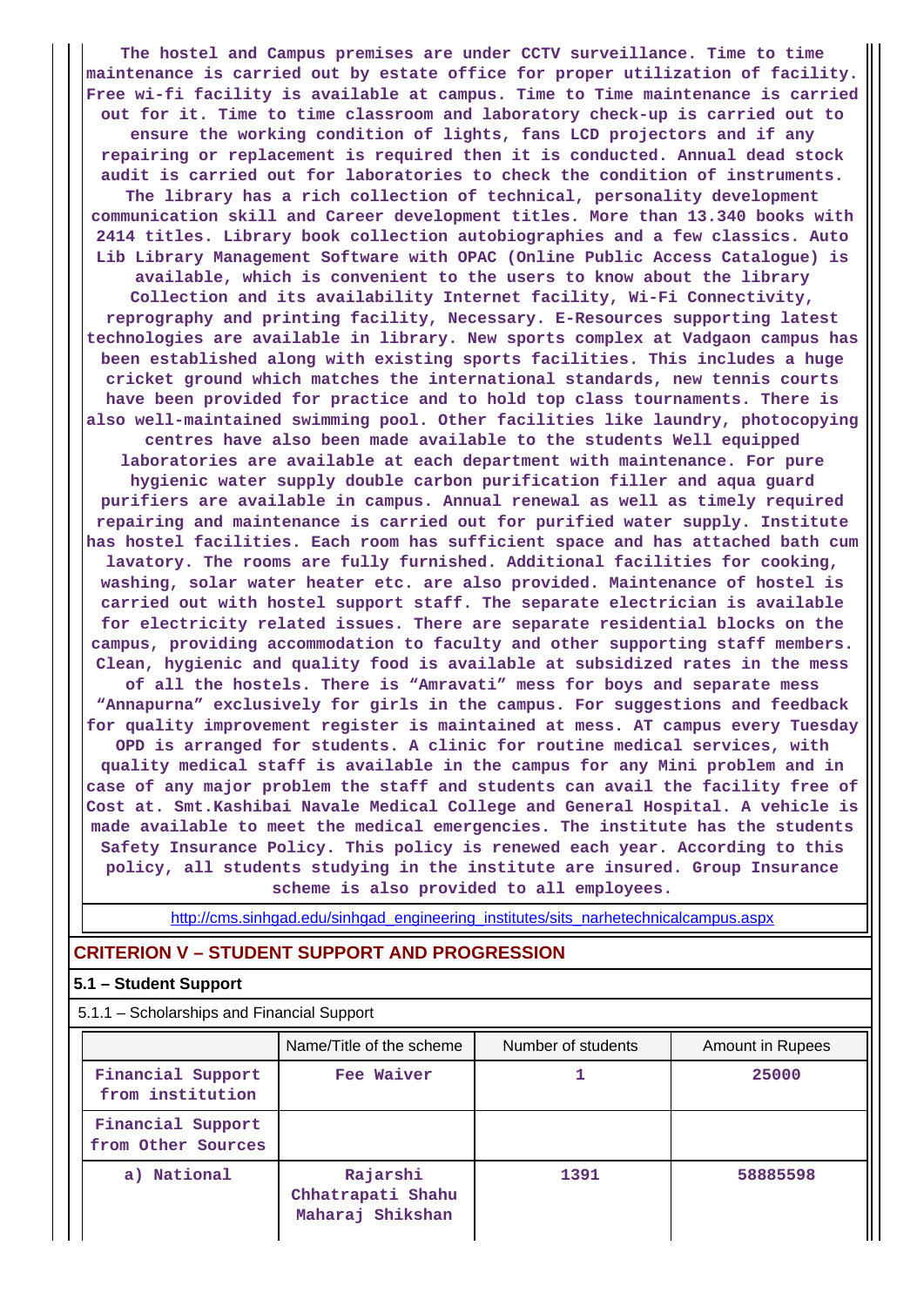The hostel and Campus premises are under CCTV surveillance. Time to time maintenance is carried out by estate office for proper utilization of facility. Free wi-fi facility is available at campus. Time to Time maintenance is carried out for it. Time to time classroom and laboratory check-up is carried out to ensure the working condition of lights, fans LCD projectors and if any repairing or replacement is required then it is conducted. Annual dead stock audit is carried out for laboratories to check the condition of instruments. The library has a rich collection of technical, personality development communication skill and Career development titles. More than 13.340 books with 2414 titles. Library book collection autobiographies and a few classics. Auto Lib Library Management Software with OPAC (Online Public Access Catalogue) is available, which is convenient to the users to know about the library Collection and its availability Internet facility, Wi-Fi Connectivity, reprography and printing facility, Necessary. E-Resources supporting latest technologies are available in library. New sports complex at Vadgaon campus has been established along with existing sports facilities. This includes a huge cricket ground which matches the international standards, new tennis courts have been provided for practice and to hold top class tournaments. There is also well-maintained swimming pool. Other facilities like laundry, photocopying centres have also been made available to the students Well equipped laboratories are available at each department with maintenance. For pure hygienic water supply double carbon purification filler and aqua guard purifiers are available in campus. Annual renewal as well as timely required repairing and maintenance is carried out for purified water supply. Institute has hostel facilities. Each room has sufficient space and has attached bath cum lavatory. The rooms are fully furnished. Additional facilities for cooking, washing, solar water heater etc. are also provided. Maintenance of hostel is carried out with hostel support staff. The separate electrician is available for electricity related issues. There are separate residential blocks on the campus, providing accommodation to faculty and other supporting staff members. Clean, hygienic and quality food is available at subsidized rates in the mess of all the hostels. There is “Amravati” mess for boys and separate mess “Annapurna” exclusively for girls in the campus. For suggestions and feedback for quality improvement register is maintained at mess. AT campus every Tuesday OPD is arranged for students. A clinic for routine medical services, with quality medical staff is available in the campus for any Mini problem and in case of any major problem the staff and students can avail the facility free of Cost at. Smt.Kashibai Navale Medical College and General Hospital. A vehicle is made available to meet the medical emergencies. The institute has the students Safety Insurance Policy. This policy is renewed each year. According to this policy, all students studying in the institute are insured. Group Insurance scheme is also provided to all employees.

http://cms.sinhgad.edu/sinhgad_engineering_institutes/sits_narhetechnicalcampus.aspx

## CRITERION V – STUDENT SUPPORT AND PROGRESSION

### 5.1 – Student Support

5.1.1 – Scholarships and Financial Support

| | Name/Title of the scheme | Number of students | Amount in Rupees |
|---|---|---|---|
| Financial Support from institution | Fee Waiver | 1 | 25000 |
| Financial Support from Other Sources | | | |
| a) National | Rajarshi Chhatrapati Shahu Maharaj Shikshan | 1391 | 58885598 |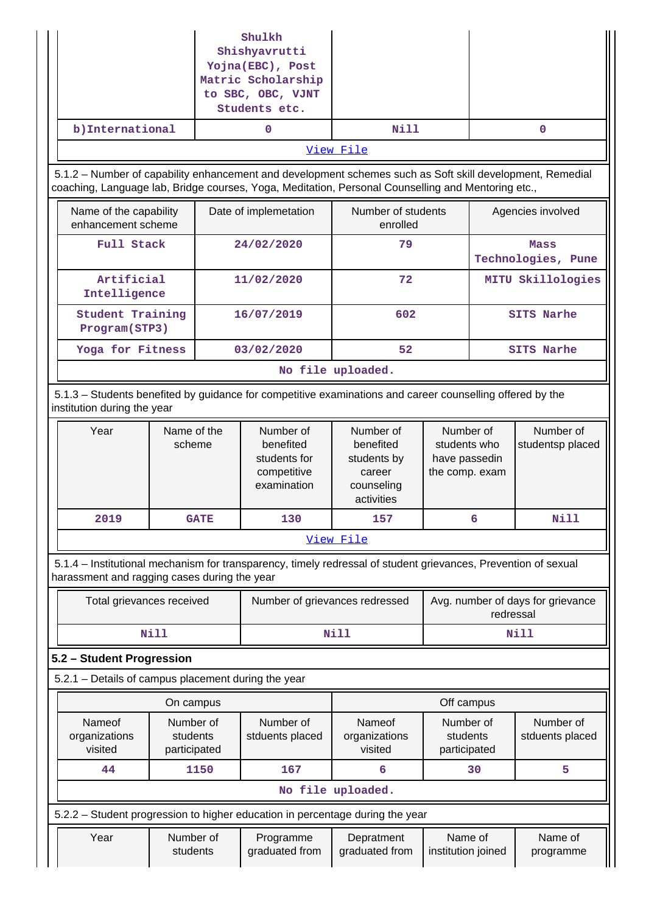| | Shulkh Shishyavrutti Yojna(EBC), Post Matric Scholarship to SBC, OBC, VJNT Students etc. | | |
|---|---|---|---|
| b)International | 0 | Nill | 0 |

View File

5.1.2 – Number of capability enhancement and development schemes such as Soft skill development, Remedial coaching, Language lab, Bridge courses, Yoga, Meditation, Personal Counselling and Mentoring etc.,

| Name of the capability enhancement scheme | Date of implemetation | Number of students enrolled | Agencies involved |
|---|---|---|---|
| Full Stack | 24/02/2020 | 79 | Mass Technologies, Pune |
| Artificial Intelligence | 11/02/2020 | 72 | MITU Skillologies |
| Student Training Program(STP3) | 16/07/2019 | 602 | SITS Narhe |
| Yoga for Fitness | 03/02/2020 | 52 | SITS Narhe |

No file uploaded.

5.1.3 – Students benefited by guidance for competitive examinations and career counselling offered by the institution during the year

| Year | Name of the scheme | Number of benefited students for competitive examination | Number of benefited students by career counseling activities | Number of students who have passedin the comp. exam | Number of studentsp placed |
|---|---|---|---|---|---|
| 2019 | GATE | 130 | 157 | 6 | Nill |

View File

5.1.4 – Institutional mechanism for transparency, timely redressal of student grievances, Prevention of sexual harassment and ragging cases during the year

| Total grievances received | Number of grievances redressed | Avg. number of days for grievance redressal |
|---|---|---|
| Nill | Nill | Nill |

**5.2 – Student Progression**

5.2.1 – Details of campus placement during the year

| On campus | | | Off campus | | |
|---|---|---|---|---|---|
| Nameof organizations visited | Number of students participated | Number of stduents placed | Nameof organizations visited | Number of students participated | Number of stduents placed |
| 44 | 1150 | 167 | 6 | 30 | 5 |

No file uploaded.

5.2.2 – Student progression to higher education in percentage during the year

| Year | Number of students | Programme graduated from | Depratment graduated from | Name of institution joined | Name of programme |
|---|---|---|---|---|---|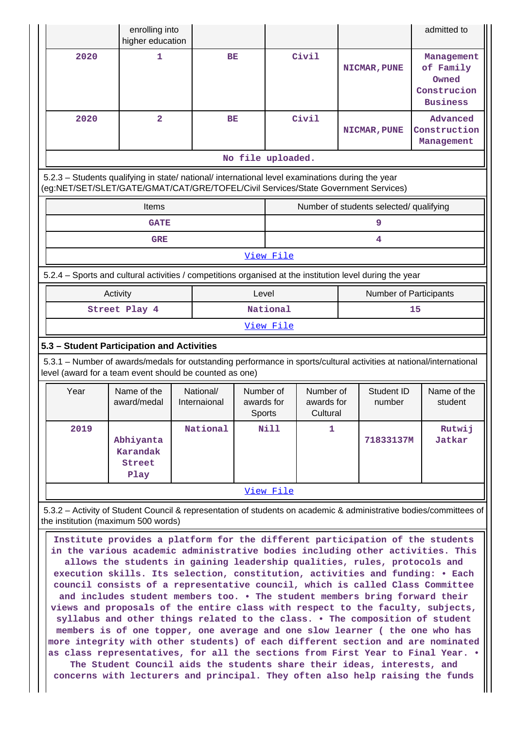| | enrolling into higher education | | | | admitted to |
|---|---|---|---|---|---|
| 2020 | 1 | BE | Civil | NICMAR,PUNE | Management of Family Owned Construcion Business |
| 2020 | 2 | BE | Civil | NICMAR,PUNE | Advanced Construction Management |
| No file uploaded. | | | | | |

5.2.3 – Students qualifying in state/ national/ international level examinations during the year (eg:NET/SET/SLET/GATE/GMAT/CAT/GRE/TOFEL/Civil Services/State Government Services)

| Items | Number of students selected/ qualifying |
|---|---|
| GATE | 9 |
| GRE | 4 |
| View File | |

5.2.4 – Sports and cultural activities / competitions organised at the institution level during the year

| Activity | Level | Number of Participants |
|---|---|---|
| Street Play 4 | National | 15 |
| View File | | |

### 5.3 – Student Participation and Activities

5.3.1 – Number of awards/medals for outstanding performance in sports/cultural activities at national/international level (award for a team event should be counted as one)

| Year | Name of the award/medal | National/ Internaional | Number of awards for Sports | Number of awards for Cultural | Student ID number | Name of the student |
|---|---|---|---|---|---|---|
| 2019 | Abhiyanta Karandak Street Play | National | Nill | 1 | 71833137M | Rutwij Jatkar |
| View File | | | | | | |

5.3.2 – Activity of Student Council & representation of students on academic & administrative bodies/committees of the institution (maximum 500 words)

Institute provides a platform for the different participation of the students in the various academic administrative bodies including other activities. This allows the students in gaining leadership qualities, rules, protocols and execution skills. Its selection, constitution, activities and funding: • Each council consists of a representative council, which is called Class Committee and includes student members too. • The student members bring forward their views and proposals of the entire class with respect to the faculty, subjects, syllabus and other things related to the class. • The composition of student members is of one topper, one average and one slow learner ( the one who has more integrity with other students) of each different section and are nominated as class representatives, for all the sections from First Year to Final Year. • The Student Council aids the students share their ideas, interests, and concerns with lecturers and principal. They often also help raising the funds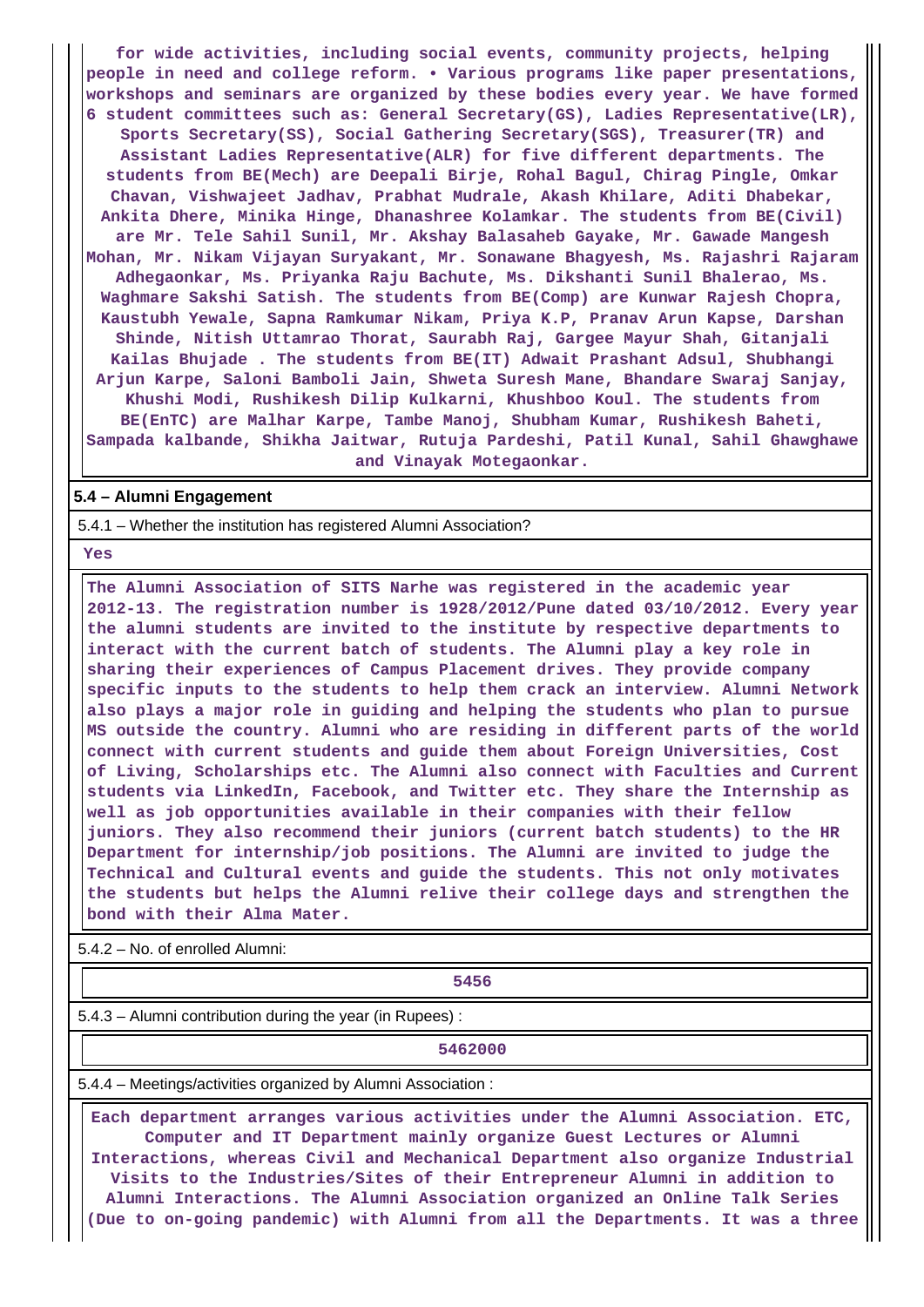for wide activities, including social events, community projects, helping people in need and college reform. • Various programs like paper presentations, workshops and seminars are organized by these bodies every year. We have formed 6 student committees such as: General Secretary(GS), Ladies Representative(LR), Sports Secretary(SS), Social Gathering Secretary(SGS), Treasurer(TR) and Assistant Ladies Representative(ALR) for five different departments. The students from BE(Mech) are Deepali Birje, Rohal Bagul, Chirag Pingle, Omkar Chavan, Vishwajeet Jadhav, Prabhat Mudrale, Akash Khilare, Aditi Dhabekar, Ankita Dhere, Minika Hinge, Dhanashree Kolamkar. The students from BE(Civil) are Mr. Tele Sahil Sunil, Mr. Akshay Balasaheb Gayake, Mr. Gawade Mangesh Mohan, Mr. Nikam Vijayan Suryakant, Mr. Sonawane Bhagyesh, Ms. Rajashri Rajaram Adhegaonkar, Ms. Priyanka Raju Bachute, Ms. Dikshanti Sunil Bhalerao, Ms. Waghmare Sakshi Satish. The students from BE(Comp) are Kunwar Rajesh Chopra, Kaustubh Yewale, Sapna Ramkumar Nikam, Priya K.P, Pranav Arun Kapse, Darshan Shinde, Nitish Uttamrao Thorat, Saurabh Raj, Gargee Mayur Shah, Gitanjali Kailas Bhujade . The students from BE(IT) Adwait Prashant Adsul, Shubhangi Arjun Karpe, Saloni Bamboli Jain, Shweta Suresh Mane, Bhandare Swaraj Sanjay, Khushi Modi, Rushikesh Dilip Kulkarni, Khushboo Koul. The students from BE(EnTC) are Malhar Karpe, Tambe Manoj, Shubham Kumar, Rushikesh Baheti, Sampada kalbande, Shikha Jaitwar, Rutuja Pardeshi, Patil Kunal, Sahil Ghawghawe and Vinayak Motegaonkar.

**5.4 – Alumni Engagement**

5.4.1 – Whether the institution has registered Alumni Association?

Yes

The Alumni Association of SITS Narhe was registered in the academic year 2012-13. The registration number is 1928/2012/Pune dated 03/10/2012. Every year the alumni students are invited to the institute by respective departments to interact with the current batch of students. The Alumni play a key role in sharing their experiences of Campus Placement drives. They provide company specific inputs to the students to help them crack an interview. Alumni Network also plays a major role in guiding and helping the students who plan to pursue MS outside the country. Alumni who are residing in different parts of the world connect with current students and guide them about Foreign Universities, Cost of Living, Scholarships etc. The Alumni also connect with Faculties and Current students via LinkedIn, Facebook, and Twitter etc. They share the Internship as well as job opportunities available in their companies with their fellow juniors. They also recommend their juniors (current batch students) to the HR Department for internship/job positions. The Alumni are invited to judge the Technical and Cultural events and guide the students. This not only motivates the students but helps the Alumni relive their college days and strengthen the bond with their Alma Mater.

5.4.2 – No. of enrolled Alumni:

5456

5.4.3 – Alumni contribution during the year (in Rupees) :

5462000

5.4.4 – Meetings/activities organized by Alumni Association :

Each department arranges various activities under the Alumni Association. ETC, Computer and IT Department mainly organize Guest Lectures or Alumni Interactions, whereas Civil and Mechanical Department also organize Industrial Visits to the Industries/Sites of their Entrepreneur Alumni in addition to Alumni Interactions. The Alumni Association organized an Online Talk Series (Due to on-going pandemic) with Alumni from all the Departments. It was a three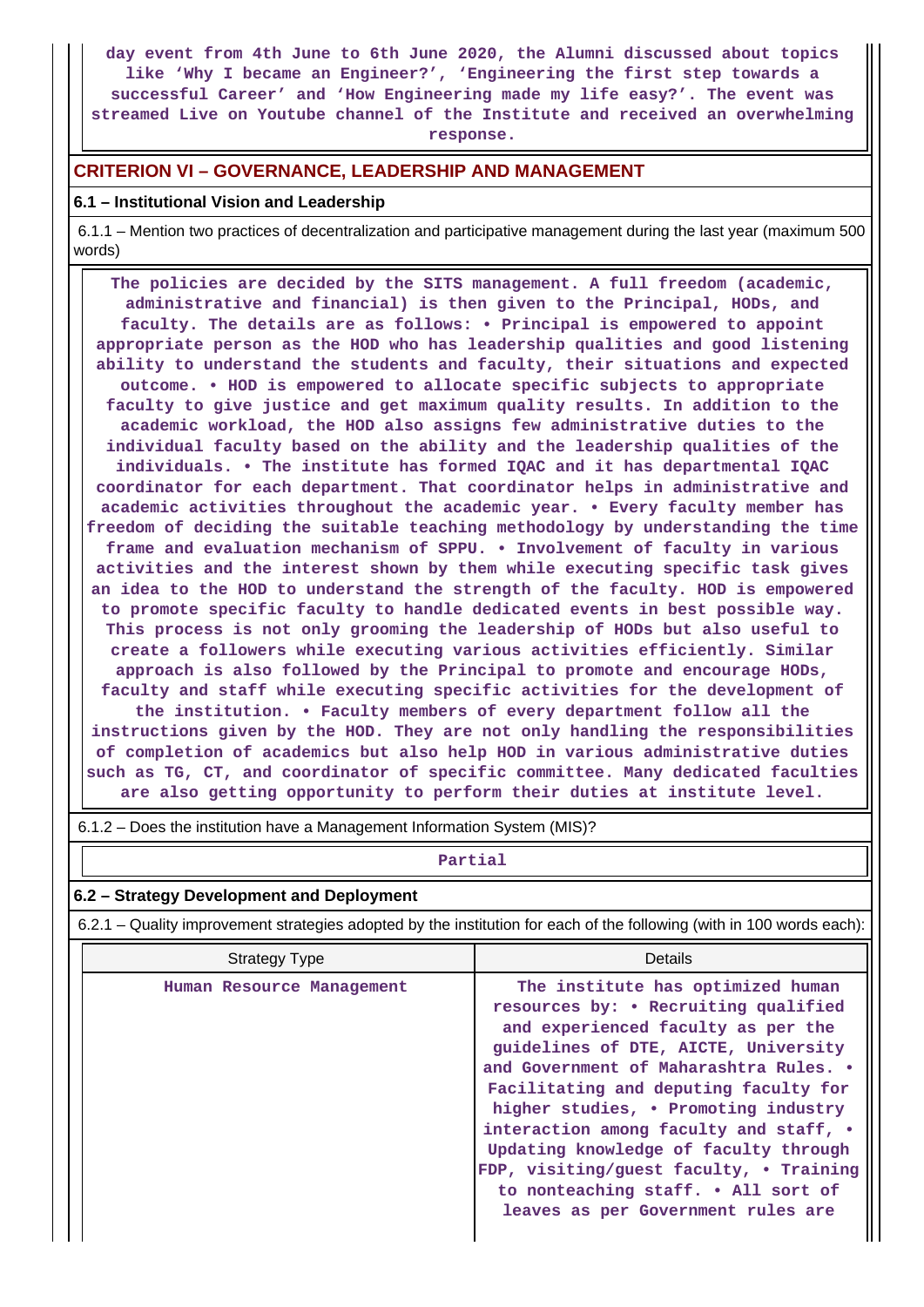day event from 4th June to 6th June 2020, the Alumni discussed about topics like 'Why I became an Engineer?', 'Engineering the first step towards a successful Career' and 'How Engineering made my life easy?'. The event was streamed Live on Youtube channel of the Institute and received an overwhelming response.

## CRITERION VI – GOVERNANCE, LEADERSHIP AND MANAGEMENT

### 6.1 – Institutional Vision and Leadership

6.1.1 – Mention two practices of decentralization and participative management during the last year (maximum 500 words)

The policies are decided by the SITS management. A full freedom (academic, administrative and financial) is then given to the Principal, HODs, and faculty. The details are as follows: • Principal is empowered to appoint appropriate person as the HOD who has leadership qualities and good listening ability to understand the students and faculty, their situations and expected outcome. • HOD is empowered to allocate specific subjects to appropriate faculty to give justice and get maximum quality results. In addition to the academic workload, the HOD also assigns few administrative duties to the individual faculty based on the ability and the leadership qualities of the individuals. • The institute has formed IQAC and it has departmental IQAC coordinator for each department. That coordinator helps in administrative and academic activities throughout the academic year. • Every faculty member has freedom of deciding the suitable teaching methodology by understanding the time frame and evaluation mechanism of SPPU. • Involvement of faculty in various activities and the interest shown by them while executing specific task gives an idea to the HOD to understand the strength of the faculty. HOD is empowered to promote specific faculty to handle dedicated events in best possible way. This process is not only grooming the leadership of HODs but also useful to create a followers while executing various activities efficiently. Similar approach is also followed by the Principal to promote and encourage HODs, faculty and staff while executing specific activities for the development of the institution. • Faculty members of every department follow all the instructions given by the HOD. They are not only handling the responsibilities of completion of academics but also help HOD in various administrative duties such as TG, CT, and coordinator of specific committee. Many dedicated faculties are also getting opportunity to perform their duties at institute level.

6.1.2 – Does the institution have a Management Information System (MIS)?

Partial

### 6.2 – Strategy Development and Deployment

6.2.1 – Quality improvement strategies adopted by the institution for each of the following (with in 100 words each):

| Strategy Type | Details |
|---|---|
| Human Resource Management | The institute has optimized human resources by: • Recruiting qualified and experienced faculty as per the guidelines of DTE, AICTE, University and Government of Maharashtra Rules. • Facilitating and deputing faculty for higher studies, • Promoting industry interaction among faculty and staff, • Updating knowledge of faculty through FDP, visiting/guest faculty, • Training to nonteaching staff. • All sort of leaves as per Government rules are |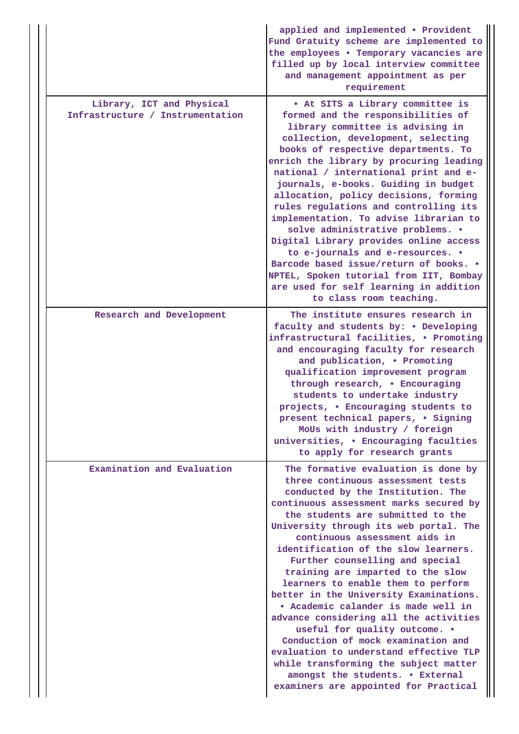| | |
|---|---|
| | applied and implemented • Provident Fund Gratuity scheme are implemented to the employees • Temporary vacancies are filled up by local interview committee and management appointment as per requirement |
| Library, ICT and Physical Infrastructure / Instrumentation | • At SITS a Library committee is formed and the responsibilities of library committee is advising in collection, development, selecting books of respective departments. To enrich the library by procuring leading national / international print and e-journals, e-books. Guiding in budget allocation, policy decisions, forming rules regulations and controlling its implementation. To advise librarian to solve administrative problems. • Digital Library provides online access to e-journals and e-resources. • Barcode based issue/return of books. • NPTEL, Spoken tutorial from IIT, Bombay are used for self learning in addition to class room teaching. |
| Research and Development | The institute ensures research in faculty and students by: • Developing infrastructural facilities, • Promoting and encouraging faculty for research and publication, • Promoting qualification improvement program through research, • Encouraging students to undertake industry projects, • Encouraging students to present technical papers, • Signing MoUs with industry / foreign universities, • Encouraging faculties to apply for research grants |
| Examination and Evaluation | The formative evaluation is done by three continuous assessment tests conducted by the Institution. The continuous assessment marks secured by the students are submitted to the University through its web portal. The continuous assessment aids in identification of the slow learners. Further counselling and special training are imparted to the slow learners to enable them to perform better in the University Examinations. • Academic calander is made well in advance considering all the activities useful for quality outcome. • Conduction of mock examination and evaluation to understand effective TLP while transforming the subject matter amongst the students. • External examiners are appointed for Practical |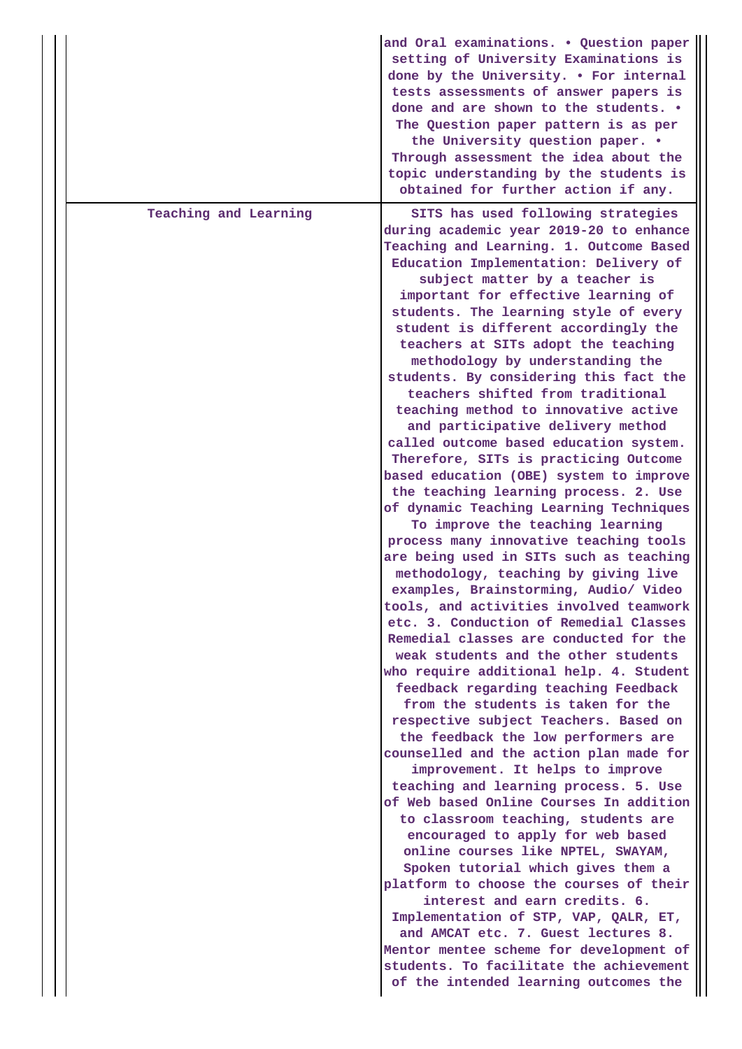| | |
|---|---|
| | and Oral examinations. • Question paper setting of University Examinations is done by the University. • For internal tests assessments of answer papers is done and are shown to the students. • The Question paper pattern is as per the University question paper. • Through assessment the idea about the topic understanding by the students is obtained for further action if any. |
| Teaching and Learning | SITS has used following strategies during academic year 2019-20 to enhance Teaching and Learning. 1. Outcome Based Education Implementation: Delivery of subject matter by a teacher is important for effective learning of students. The learning style of every student is different accordingly the teachers at SITs adopt the teaching methodology by understanding the students. By considering this fact the teachers shifted from traditional teaching method to innovative active and participative delivery method called outcome based education system. Therefore, SITs is practicing Outcome based education (OBE) system to improve the teaching learning process. 2. Use of dynamic Teaching Learning Techniques To improve the teaching learning process many innovative teaching tools are being used in SITs such as teaching methodology, teaching by giving live examples, Brainstorming, Audio/ Video tools, and activities involved teamwork etc. 3. Conduction of Remedial Classes Remedial classes are conducted for the weak students and the other students who require additional help. 4. Student feedback regarding teaching Feedback from the students is taken for the respective subject Teachers. Based on the feedback the low performers are counselled and the action plan made for improvement. It helps to improve teaching and learning process. 5. Use of Web based Online Courses In addition to classroom teaching, students are encouraged to apply for web based online courses like NPTEL, SWAYAM, Spoken tutorial which gives them a platform to choose the courses of their interest and earn credits. 6. Implementation of STP, VAP, QALR, ET, and AMCAT etc. 7. Guest lectures 8. Mentor mentee scheme for development of students. To facilitate the achievement of the intended learning outcomes the |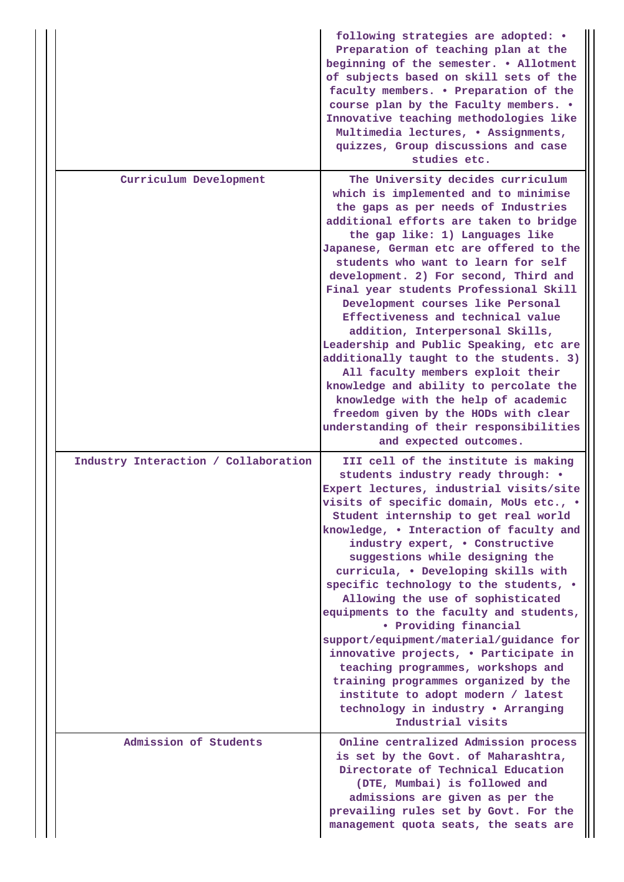| | |
|---|---|
| | following strategies are adopted: • Preparation of teaching plan at the beginning of the semester. • Allotment of subjects based on skill sets of the faculty members. • Preparation of the course plan by the Faculty members. • Innovative teaching methodologies like Multimedia lectures, • Assignments, quizzes, Group discussions and case studies etc. |
| Curriculum Development | The University decides curriculum which is implemented and to minimise the gaps as per needs of Industries additional efforts are taken to bridge the gap like: 1) Languages like Japanese, German etc are offered to the students who want to learn for self development. 2) For second, Third and Final year students Professional Skill Development courses like Personal Effectiveness and technical value addition, Interpersonal Skills, Leadership and Public Speaking, etc are additionally taught to the students. 3) All faculty members exploit their knowledge and ability to percolate the knowledge with the help of academic freedom given by the HODs with clear understanding of their responsibilities and expected outcomes. |
| Industry Interaction / Collaboration | III cell of the institute is making students industry ready through: • Expert lectures, industrial visits/site visits of specific domain, MoUs etc., • Student internship to get real world knowledge, • Interaction of faculty and industry expert, • Constructive suggestions while designing the curricula, • Developing skills with specific technology to the students, • Allowing the use of sophisticated equipments to the faculty and students, • Providing financial support/equipment/material/guidance for innovative projects, • Participate in teaching programmes, workshops and training programmes organized by the institute to adopt modern / latest technology in industry • Arranging Industrial visits |
| Admission of Students | Online centralized Admission process is set by the Govt. of Maharashtra, Directorate of Technical Education (DTE, Mumbai) is followed and admissions are given as per the prevailing rules set by Govt. For the management quota seats, the seats are |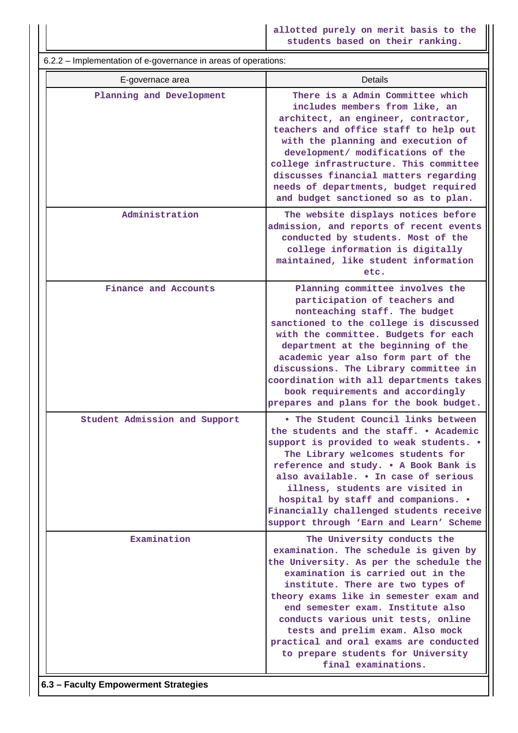| | allotted purely on merit basis to the students based on their ranking. |
|---|---|

6.2.2 – Implementation of e-governance in areas of operations:

| E-governace area | Details |
|---|---|
| Planning and Development | There is a Admin Committee which includes members from like, an architect, an engineer, contractor, teachers and office staff to help out with the planning and execution of development/ modifications of the college infrastructure. This committee discusses financial matters regarding needs of departments, budget required and budget sanctioned so as to plan. |
| Administration | The website displays notices before admission, and reports of recent events conducted by students. Most of the college information is digitally maintained, like student information etc. |
| Finance and Accounts | Planning committee involves the participation of teachers and nonteaching staff. The budget sanctioned to the college is discussed with the committee. Budgets for each department at the beginning of the academic year also form part of the discussions. The Library committee in coordination with all departments takes book requirements and accordingly prepares and plans for the book budget. |
| Student Admission and Support | • The Student Council links between the students and the staff. • Academic support is provided to weak students. • The Library welcomes students for reference and study. • A Book Bank is also available. • In case of serious illness, students are visited in hospital by staff and companions. • Financially challenged students receive support through 'Earn and Learn' Scheme |
| Examination | The University conducts the examination. The schedule is given by the University. As per the schedule the examination is carried out in the institute. There are two types of theory exams like in semester exam and end semester exam. Institute also conducts various unit tests, online tests and prelim exam. Also mock practical and oral exams are conducted to prepare students for University final examinations. |

**6.3 – Faculty Empowerment Strategies**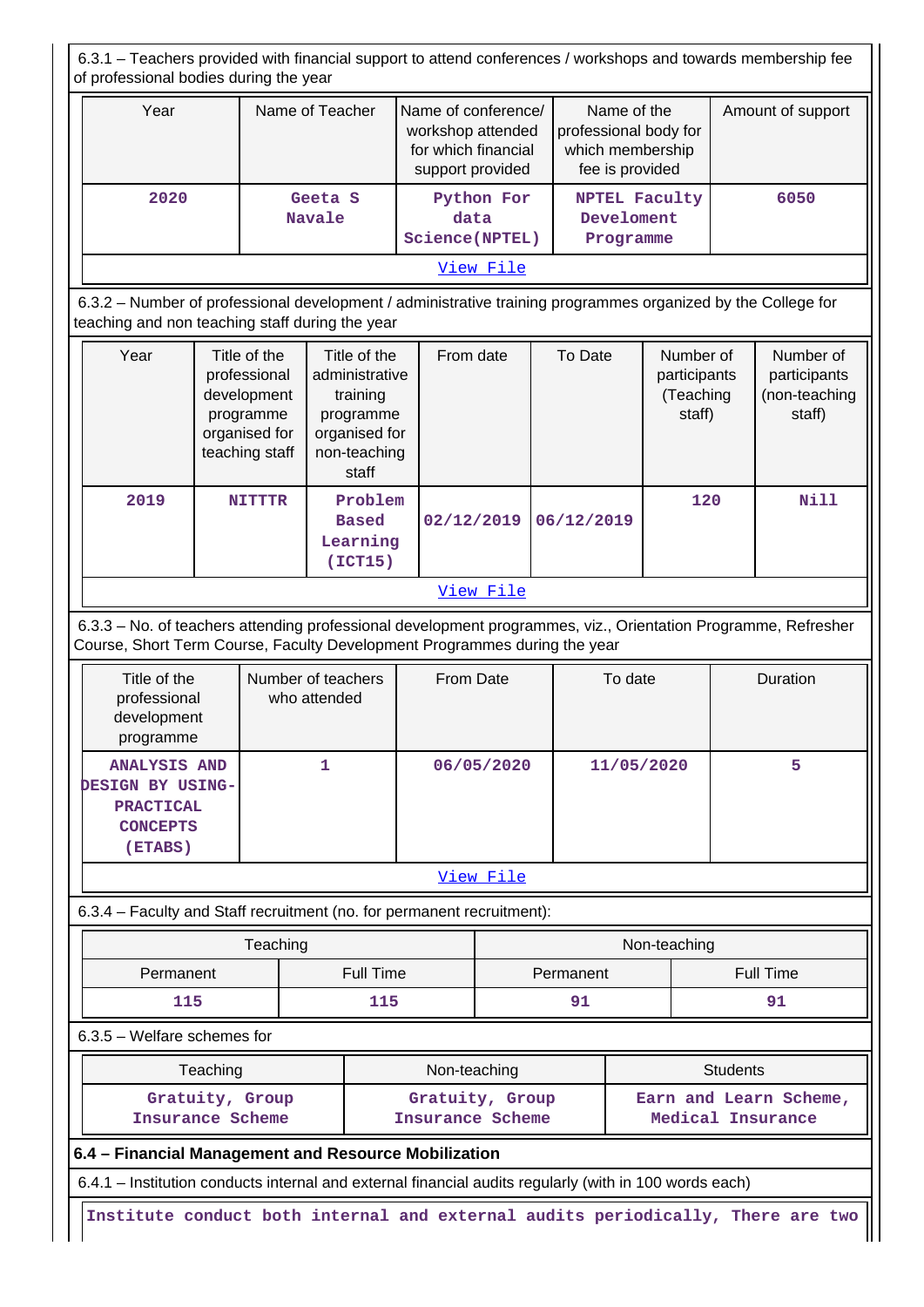6.3.1 – Teachers provided with financial support to attend conferences / workshops and towards membership fee of professional bodies during the year

| Year | Name of Teacher | Name of conference/ workshop attended for which financial support provided | Name of the professional body for which membership fee is provided | Amount of support |
|---|---|---|---|---|
| 2020 | Geeta S Navale | Python For data Science(NPTEL) | NPTEL Faculty Develoment Programme | 6050 |

[View File]

6.3.2 – Number of professional development / administrative training programmes organized by the College for teaching and non teaching staff during the year

| Year | Title of the professional development programme organised for teaching staff | Title of the administrative training programme organised for non-teaching staff | From date | To Date | Number of participants (Teaching staff) | Number of participants (non-teaching staff) |
|---|---|---|---|---|---|---|
| 2019 | NITTTR | Problem Based Learning (ICT15) | 02/12/2019 | 06/12/2019 | 120 | Nill |

[View File]

6.3.3 – No. of teachers attending professional development programmes, viz., Orientation Programme, Refresher Course, Short Term Course, Faculty Development Programmes during the year

| Title of the professional development programme | Number of teachers who attended | From Date | To date | Duration |
|---|---|---|---|---|
| ANALYSIS AND DESIGN BY USING-PRACTICAL CONCEPTS (ETABS) | 1 | 06/05/2020 | 11/05/2020 | 5 |

[View File]

6.3.4 – Faculty and Staff recruitment (no. for permanent recruitment):

| Teaching | | Non-teaching | |
|---|---|---|---|
| Permanent | Full Time | Permanent | Full Time |
| 115 | 115 | 91 | 91 |

6.3.5 – Welfare schemes for

| Teaching | Non-teaching | Students |
|---|---|---|
| Gratuity, Group Insurance Scheme | Gratuity, Group Insurance Scheme | Earn and Learn Scheme, Medical Insurance |

**6.4 – Financial Management and Resource Mobilization**

6.4.1 – Institution conducts internal and external financial audits regularly (with in 100 words each)

Institute conduct both internal and external audits periodically, There are two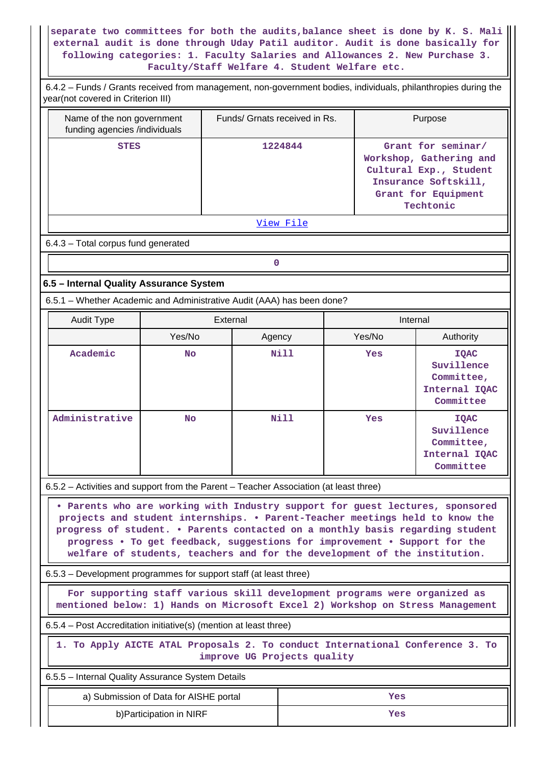separate two committees for both the audits,balance sheet is done by K. S. Mali external audit is done through Uday Patil auditor. Audit is done basically for following categories: 1. Faculty Salaries and Allowances 2. New Purchase 3. Faculty/Staff Welfare 4. Student Welfare etc.

6.4.2 – Funds / Grants received from management, non-government bodies, individuals, philanthropies during the year(not covered in Criterion III)

| Name of the non government funding agencies /individuals | Funds/ Grnats received in Rs. | Purpose |
|---|---|---|
| STES | 1224844 | Grant for seminar/ Workshop, Gathering and Cultural Exp., Student Insurance Softskill, Grant for Equipment Techtonic |

View File

6.4.3 – Total corpus fund generated

0

### 6.5 – Internal Quality Assurance System

6.5.1 – Whether Academic and Administrative Audit (AAA) has been done?

| Audit Type | External | | Internal | |
|---|---|---|---|---|
| | Yes/No | Agency | Yes/No | Authority |
| Academic | No | Nill | Yes | IQAC Suvillence Committee, Internal IQAC Committee |
| Administrative | No | Nill | Yes | IQAC Suvillence Committee, Internal IQAC Committee |

6.5.2 – Activities and support from the Parent – Teacher Association (at least three)

• Parents who are working with Industry support for guest lectures, sponsored projects and student internships. • Parent-Teacher meetings held to know the progress of student. • Parents contacted on a monthly basis regarding student progress • To get feedback, suggestions for improvement • Support for the welfare of students, teachers and for the development of the institution.

6.5.3 – Development programmes for support staff (at least three)

For supporting staff various skill development programs were organized as mentioned below: 1) Hands on Microsoft Excel 2) Workshop on Stress Management

6.5.4 – Post Accreditation initiative(s) (mention at least three)

1. To Apply AICTE ATAL Proposals 2. To conduct International Conference 3. To improve UG Projects quality

6.5.5 – Internal Quality Assurance System Details

| | |
|---|---|
| a) Submission of Data for AISHE portal | Yes |
| b)Participation in NIRF | Yes |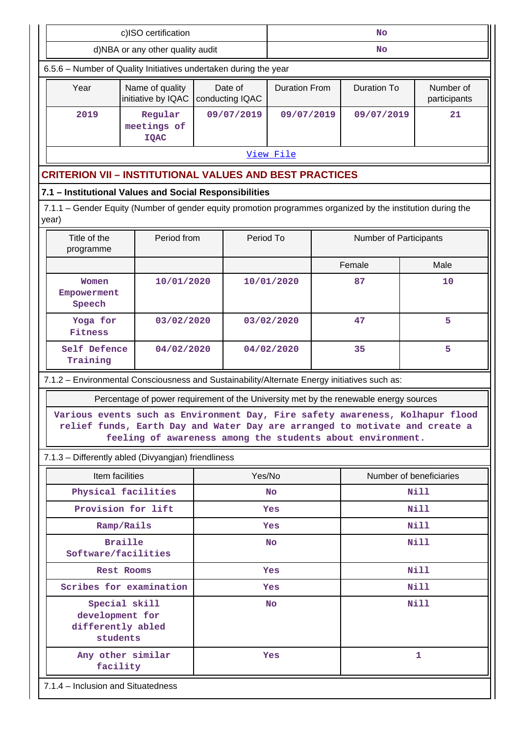| c)ISO certification | No |
|---|---|
| d)NBA or any other quality audit | No |

6.5.6 – Number of Quality Initiatives undertaken during the year

| Year | Name of quality initiative by IQAC | Date of conducting IQAC | Duration From | Duration To | Number of participants |
|---|---|---|---|---|---|
| 2019 | Regular meetings of IQAC | 09/07/2019 | 09/07/2019 | 09/07/2019 | 21 |

View File

## CRITERION VII – INSTITUTIONAL VALUES AND BEST PRACTICES

### 7.1 – Institutional Values and Social Responsibilities

7.1.1 – Gender Equity (Number of gender equity promotion programmes organized by the institution during the year)

| Title of the programme | Period from | Period To | Number of Participants | |
|---|---|---|---|---|
| | | | Female | Male |
| Women Empowerment Speech | 10/01/2020 | 10/01/2020 | 87 | 10 |
| Yoga for Fitness | 03/02/2020 | 03/02/2020 | 47 | 5 |
| Self Defence Training | 04/02/2020 | 04/02/2020 | 35 | 5 |

7.1.2 – Environmental Consciousness and Sustainability/Alternate Energy initiatives such as:

| Percentage of power requirement of the University met by the renewable energy sources |
|---|
| Various events such as Environment Day, Fire safety awareness, Kolhapur flood relief funds, Earth Day and Water Day are arranged to motivate and create a feeling of awareness among the students about environment. |

7.1.3 – Differently abled (Divyangjan) friendliness

| Item facilities | Yes/No | Number of beneficiaries |
|---|---|---|
| Physical facilities | No | Nill |
| Provision for lift | Yes | Nill |
| Ramp/Rails | Yes | Nill |
| Braille Software/facilities | No | Nill |
| Rest Rooms | Yes | Nill |
| Scribes for examination | Yes | Nill |
| Special skill development for differently abled students | No | Nill |
| Any other similar facility | Yes | 1 |

7.1.4 – Inclusion and Situatedness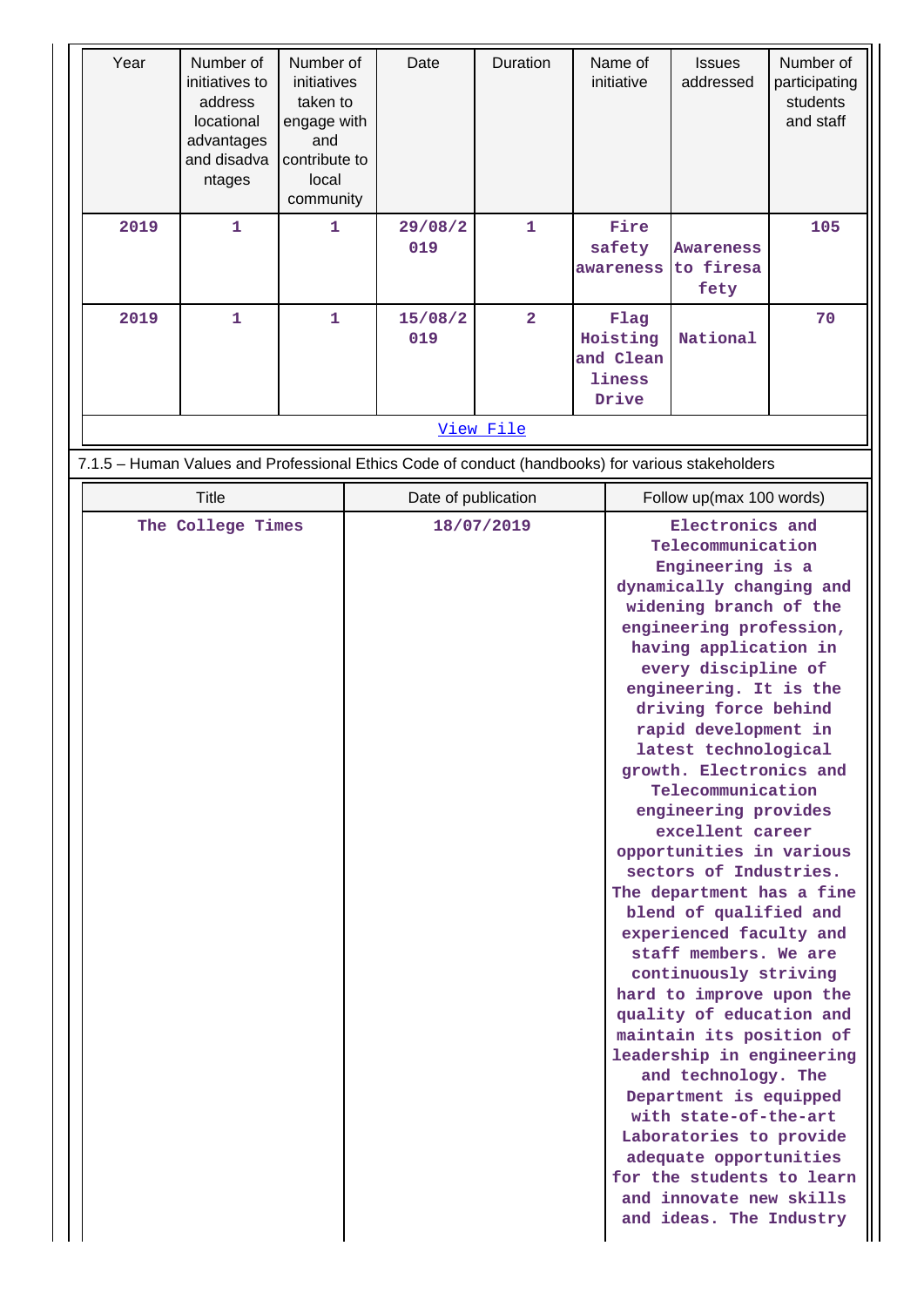| Year | Number of initiatives to address locational advantages and disadvantages | Number of initiatives taken to engage with and contribute to local community | Date | Duration | Name of initiative | Issues addressed | Number of participating students and staff |
|---|---|---|---|---|---|---|---|
| 2019 | 1 | 1 | 29/08/2019 | 1 | Fire safety awareness | Awareness to firesafety | 105 |
| 2019 | 1 | 1 | 15/08/2019 | 2 | Flag Hoisting and Cleanliness Drive | National | 70 |

View File

7.1.5 – Human Values and Professional Ethics Code of conduct (handbooks) for various stakeholders

| Title | Date of publication | Follow up(max 100 words) |
|---|---|---|
| The College Times | 18/07/2019 | Electronics and Telecommunication Engineering is a dynamically changing and widening branch of the engineering profession, having application in every discipline of engineering. It is the driving force behind rapid development in latest technological growth. Electronics and Telecommunication engineering provides excellent career opportunities in various sectors of Industries. The department has a fine blend of qualified and experienced faculty and staff members. We are continuously striving hard to improve upon the quality of education and maintain its position of leadership in engineering and technology. The Department is equipped with state-of-the-art Laboratories to provide adequate opportunities for the students to learn and innovate new skills and ideas. The Industry |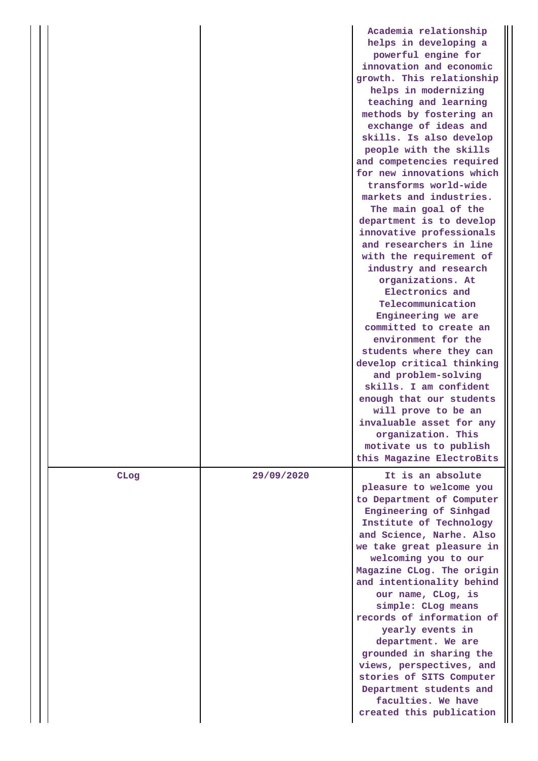| | | |
|---|---|---|
| | | Academia relationship helps in developing a powerful engine for innovation and economic growth. This relationship helps in modernizing teaching and learning methods by fostering an exchange of ideas and skills. Is also develop people with the skills and competencies required for new innovations which transforms world-wide markets and industries. The main goal of the department is to develop innovative professionals and researchers in line with the requirement of industry and research organizations. At Electronics and Telecommunication Engineering we are committed to create an environment for the students where they can develop critical thinking and problem-solving skills. I am confident enough that our students will prove to be an invaluable asset for any organization. This motivate us to publish this Magazine ElectroBits |
| CLog | 29/09/2020 | It is an absolute pleasure to welcome you to Department of Computer Engineering of Sinhgad Institute of Technology and Science, Narhe. Also we take great pleasure in welcoming you to our Magazine CLog. The origin and intentionality behind our name, CLog, is simple: CLog means records of information of yearly events in department. We are grounded in sharing the views, perspectives, and stories of SITS Computer Department students and faculties. We have created this publication |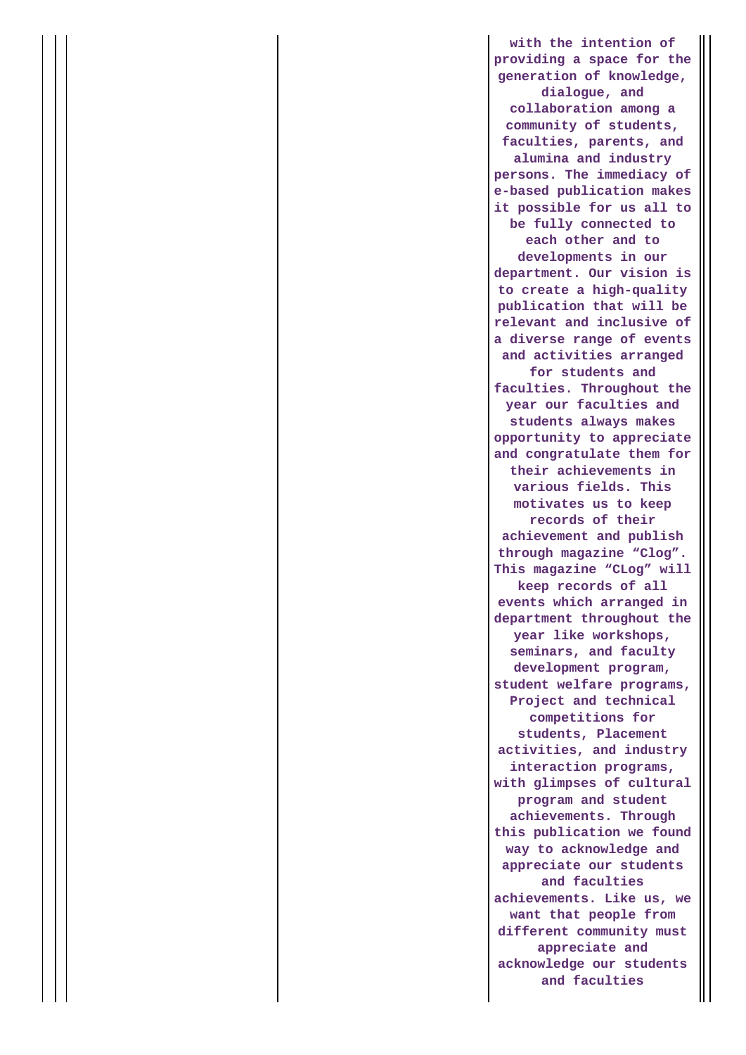| | | |
|---|---|---|
| | | **with the intention of providing a space for the generation of knowledge, dialogue, and collaboration among a community of students, faculties, parents, and alumina and industry persons. The immediacy of e-based publication makes it possible for us all to be fully connected to each other and to developments in our department. Our vision is to create a high-quality publication that will be relevant and inclusive of a diverse range of events and activities arranged for students and faculties. Throughout the year our faculties and students always makes opportunity to appreciate and congratulate them for their achievements in various fields. This motivates us to keep records of their achievement and publish through magazine "Clog". This magazine "CLog" will keep records of all events which arranged in department throughout the year like workshops, seminars, and faculty development program, student welfare programs, Project and technical competitions for students, Placement activities, and industry interaction programs, with glimpses of cultural program and student achievements. Through this publication we found way to acknowledge and appreciate our students and faculties achievements. Like us, we want that people from different community must appreciate and acknowledge our students and faculties** |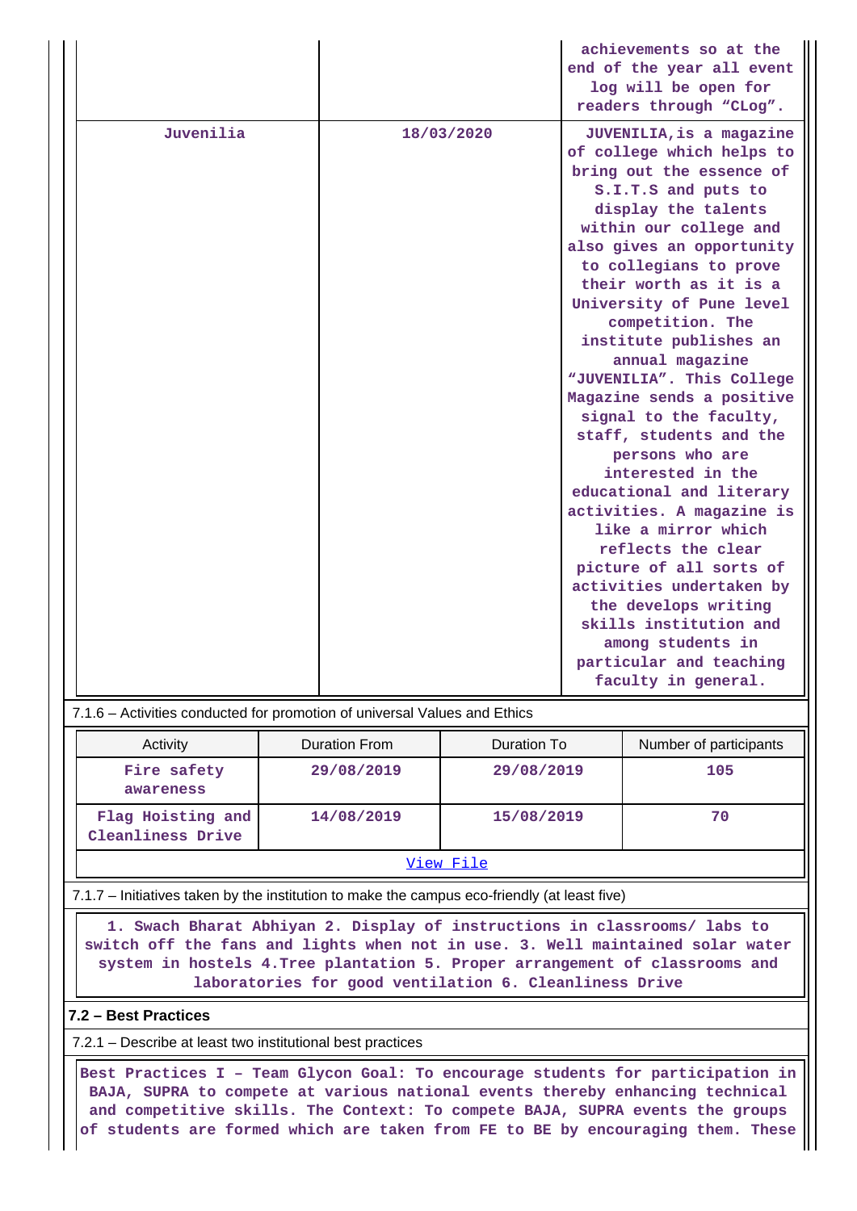| | | achievements so at the end of the year all event log will be open for readers through "CLog". |
|---|---|---|
| Juvenilia | 18/03/2020 | JUVENILIA,is a magazine of college which helps to bring out the essence of S.I.T.S and puts to display the talents within our college and also gives an opportunity to collegians to prove their worth as it is a University of Pune level competition. The institute publishes an annual magazine "JUVENILIA". This College Magazine sends a positive signal to the faculty, staff, students and the persons who are interested in the educational and literary activities. A magazine is like a mirror which reflects the clear picture of all sorts of activities undertaken by the develops writing skills institution and among students in particular and teaching faculty in general. |

7.1.6 – Activities conducted for promotion of universal Values and Ethics

| Activity | Duration From | Duration To | Number of participants |
|---|---|---|---|
| Fire safety awareness | 29/08/2019 | 29/08/2019 | 105 |
| Flag Hoisting and Cleanliness Drive | 14/08/2019 | 15/08/2019 | 70 |

View File

7.1.7 – Initiatives taken by the institution to make the campus eco-friendly (at least five)

1. Swach Bharat Abhiyan 2. Display of instructions in classrooms/ labs to switch off the fans and lights when not in use. 3. Well maintained solar water system in hostels 4.Tree plantation 5. Proper arrangement of classrooms and laboratories for good ventilation 6. Cleanliness Drive

## 7.2 – Best Practices

7.2.1 – Describe at least two institutional best practices

Best Practices I – Team Glycon Goal: To encourage students for participation in BAJA, SUPRA to compete at various national events thereby enhancing technical and competitive skills. The Context: To compete BAJA, SUPRA events the groups of students are formed which are taken from FE to BE by encouraging them. These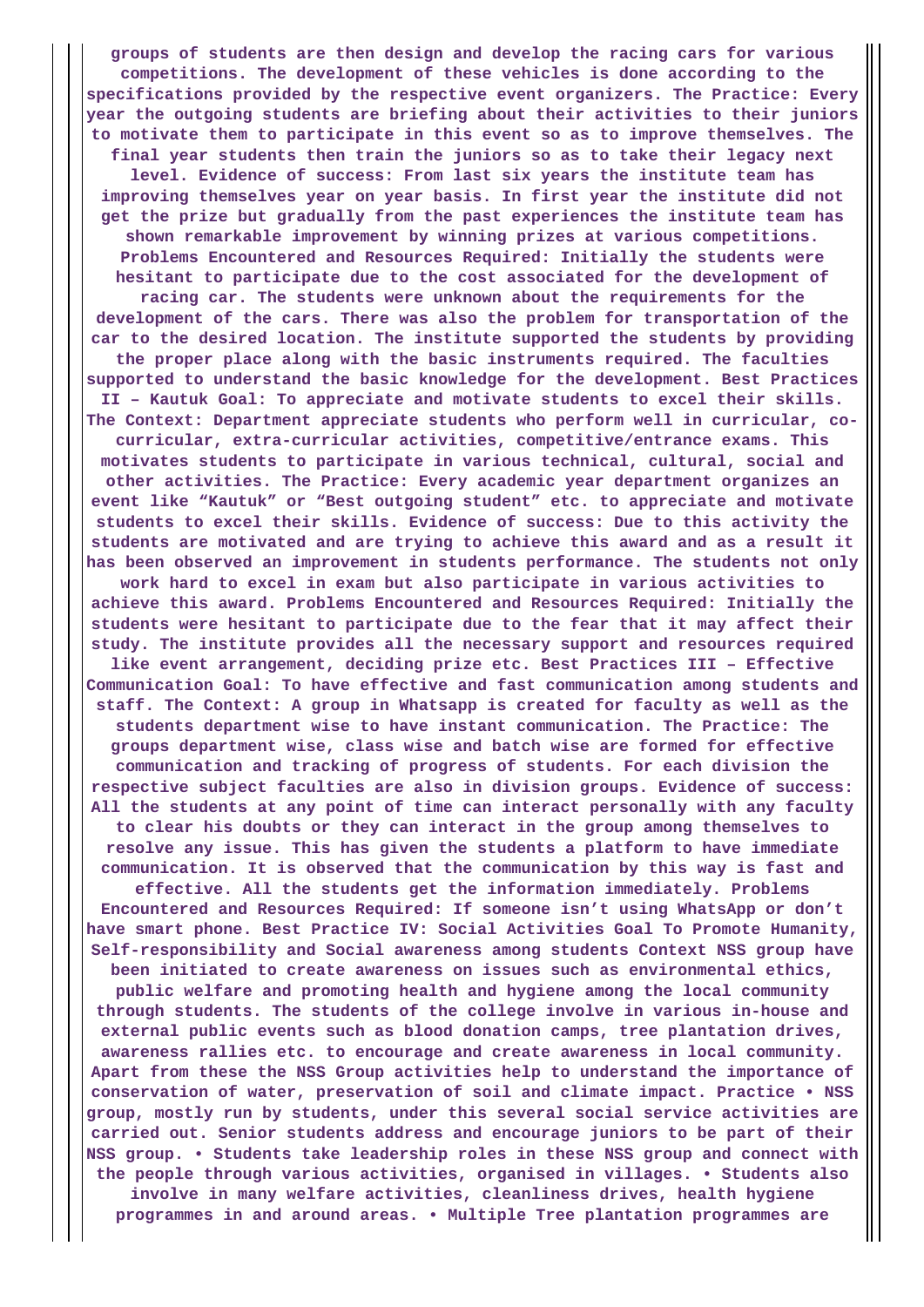groups of students are then design and develop the racing cars for various competitions. The development of these vehicles is done according to the specifications provided by the respective event organizers. The Practice: Every year the outgoing students are briefing about their activities to their juniors to motivate them to participate in this event so as to improve themselves. The final year students then train the juniors so as to take their legacy next level. Evidence of success: From last six years the institute team has improving themselves year on year basis. In first year the institute did not get the prize but gradually from the past experiences the institute team has shown remarkable improvement by winning prizes at various competitions. Problems Encountered and Resources Required: Initially the students were hesitant to participate due to the cost associated for the development of racing car. The students were unknown about the requirements for the development of the cars. There was also the problem for transportation of the car to the desired location. The institute supported the students by providing the proper place along with the basic instruments required. The faculties supported to understand the basic knowledge for the development. Best Practices II – Kautuk Goal: To appreciate and motivate students to excel their skills. The Context: Department appreciate students who perform well in curricular, co-curricular, extra-curricular activities, competitive/entrance exams. This motivates students to participate in various technical, cultural, social and other activities. The Practice: Every academic year department organizes an event like "Kautuk" or "Best outgoing student" etc. to appreciate and motivate students to excel their skills. Evidence of success: Due to this activity the students are motivated and are trying to achieve this award and as a result it has been observed an improvement in students performance. The students not only work hard to excel in exam but also participate in various activities to achieve this award. Problems Encountered and Resources Required: Initially the students were hesitant to participate due to the fear that it may affect their study. The institute provides all the necessary support and resources required like event arrangement, deciding prize etc. Best Practices III – Effective Communication Goal: To have effective and fast communication among students and staff. The Context: A group in Whatsapp is created for faculty as well as the students department wise to have instant communication. The Practice: The groups department wise, class wise and batch wise are formed for effective communication and tracking of progress of students. For each division the respective subject faculties are also in division groups. Evidence of success: All the students at any point of time can interact personally with any faculty to clear his doubts or they can interact in the group among themselves to resolve any issue. This has given the students a platform to have immediate communication. It is observed that the communication by this way is fast and effective. All the students get the information immediately. Problems Encountered and Resources Required: If someone isn't using WhatsApp or don't have smart phone. Best Practice IV: Social Activities Goal To Promote Humanity, Self-responsibility and Social awareness among students Context NSS group have been initiated to create awareness on issues such as environmental ethics, public welfare and promoting health and hygiene among the local community through students. The students of the college involve in various in-house and external public events such as blood donation camps, tree plantation drives, awareness rallies etc. to encourage and create awareness in local community. Apart from these the NSS Group activities help to understand the importance of conservation of water, preservation of soil and climate impact. Practice • NSS group, mostly run by students, under this several social service activities are carried out. Senior students address and encourage juniors to be part of their NSS group. • Students take leadership roles in these NSS group and connect with the people through various activities, organised in villages. • Students also involve in many welfare activities, cleanliness drives, health hygiene programmes in and around areas. • Multiple Tree plantation programmes are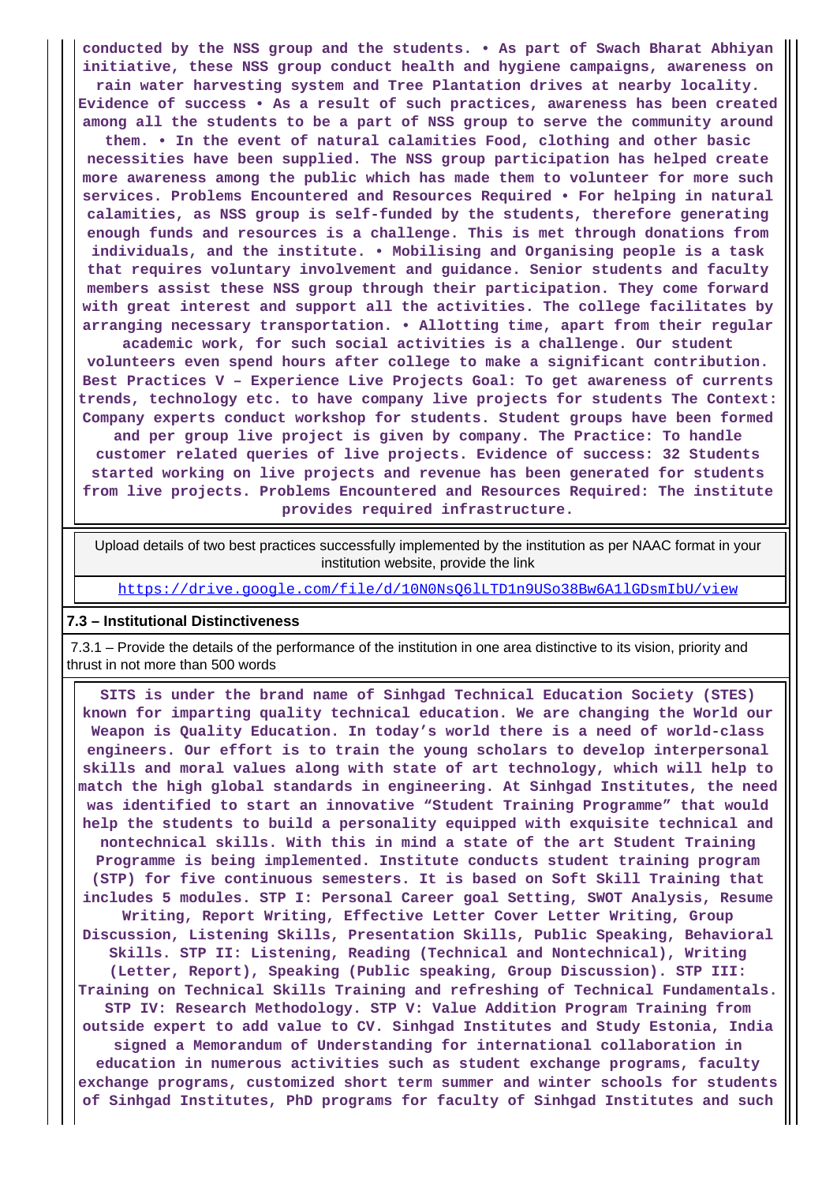conducted by the NSS group and the students. • As part of Swach Bharat Abhiyan initiative, these NSS group conduct health and hygiene campaigns, awareness on rain water harvesting system and Tree Plantation drives at nearby locality. Evidence of success • As a result of such practices, awareness has been created among all the students to be a part of NSS group to serve the community around them. • In the event of natural calamities Food, clothing and other basic necessities have been supplied. The NSS group participation has helped create more awareness among the public which has made them to volunteer for more such services. Problems Encountered and Resources Required • For helping in natural calamities, as NSS group is self-funded by the students, therefore generating enough funds and resources is a challenge. This is met through donations from individuals, and the institute. • Mobilising and Organising people is a task that requires voluntary involvement and guidance. Senior students and faculty members assist these NSS group through their participation. They come forward with great interest and support all the activities. The college facilitates by arranging necessary transportation. • Allotting time, apart from their regular academic work, for such social activities is a challenge. Our student volunteers even spend hours after college to make a significant contribution. Best Practices V – Experience Live Projects Goal: To get awareness of currents trends, technology etc. to have company live projects for students The Context: Company experts conduct workshop for students. Student groups have been formed and per group live project is given by company. The Practice: To handle customer related queries of live projects. Evidence of success: 32 Students started working on live projects and revenue has been generated for students from live projects. Problems Encountered and Resources Required: The institute provides required infrastructure.

| Upload details of two best practices successfully implemented by the institution as per NAAC format in your institution website, provide the link |
|---|
| https://drive.google.com/file/d/10N0NsQ6lLTD1n9USo38Bw6A1lGDsmIbU/view |

**7.3 – Institutional Distinctiveness**

7.3.1 – Provide the details of the performance of the institution in one area distinctive to its vision, priority and thrust in not more than 500 words

SITS is under the brand name of Sinhgad Technical Education Society (STES) known for imparting quality technical education. We are changing the World our Weapon is Quality Education. In today's world there is a need of world-class engineers. Our effort is to train the young scholars to develop interpersonal skills and moral values along with state of art technology, which will help to match the high global standards in engineering. At Sinhgad Institutes, the need was identified to start an innovative "Student Training Programme" that would help the students to build a personality equipped with exquisite technical and nontechnical skills. With this in mind a state of the art Student Training Programme is being implemented. Institute conducts student training program (STP) for five continuous semesters. It is based on Soft Skill Training that includes 5 modules. STP I: Personal Career goal Setting, SWOT Analysis, Resume Writing, Report Writing, Effective Letter Cover Letter Writing, Group Discussion, Listening Skills, Presentation Skills, Public Speaking, Behavioral Skills. STP II: Listening, Reading (Technical and Nontechnical), Writing (Letter, Report), Speaking (Public speaking, Group Discussion). STP III: Training on Technical Skills Training and refreshing of Technical Fundamentals. STP IV: Research Methodology. STP V: Value Addition Program Training from outside expert to add value to CV. Sinhgad Institutes and Study Estonia, India signed a Memorandum of Understanding for international collaboration in education in numerous activities such as student exchange programs, faculty exchange programs, customized short term summer and winter schools for students of Sinhgad Institutes, PhD programs for faculty of Sinhgad Institutes and such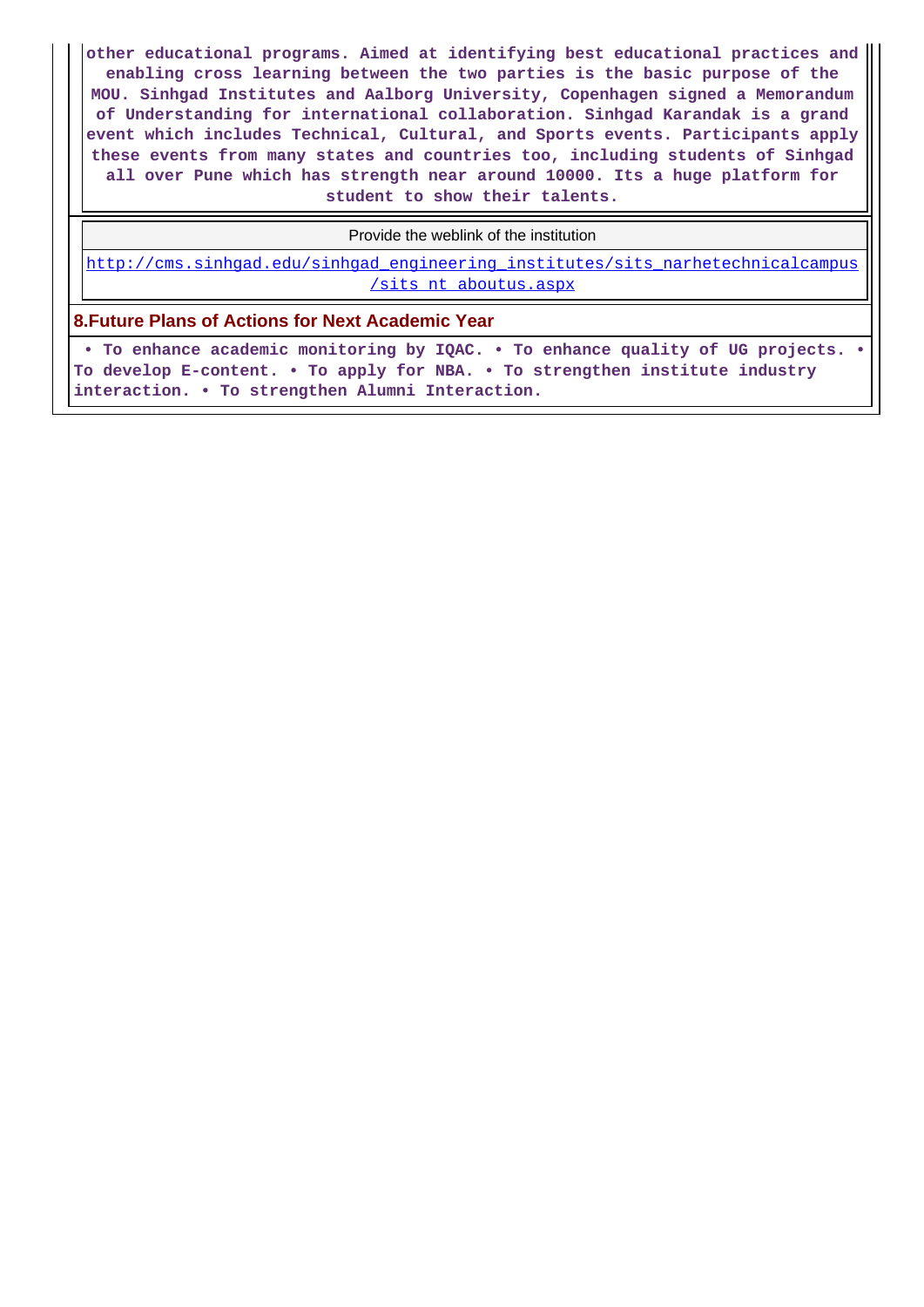other educational programs. Aimed at identifying best educational practices and enabling cross learning between the two parties is the basic purpose of the MOU. Sinhgad Institutes and Aalborg University, Copenhagen signed a Memorandum of Understanding for international collaboration. Sinhgad Karandak is a grand event which includes Technical, Cultural, and Sports events. Participants apply these events from many states and countries too, including students of Sinhgad all over Pune which has strength near around 10000. Its a huge platform for student to show their talents.

| Provide the weblink of the institution |
| --- |
| http://cms.sinhgad.edu/sinhgad_engineering_institutes/sits_narhetechnicalcampus/sits_nt_aboutus.aspx |

## 8.Future Plans of Actions for Next Academic Year

• To enhance academic monitoring by IQAC. • To enhance quality of UG projects. • To develop E-content. • To apply for NBA. • To strengthen institute industry interaction. • To strengthen Alumni Interaction.